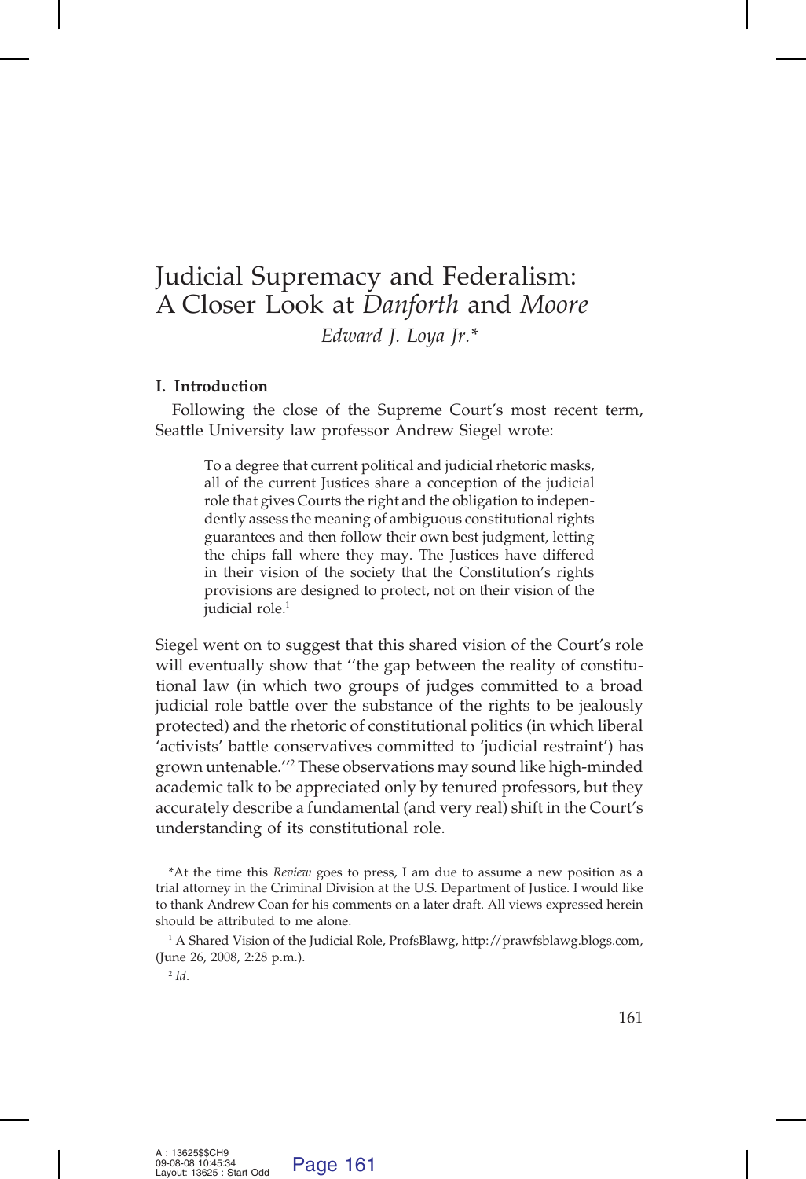# Judicial Supremacy and Federalism: A Closer Look at *Danforth* and *Moore*

*Edward J. Loya Jr.**

## I. Introduction

Following the close of the Supreme Court's most recent term, Seattle University law professor Andrew Siegel wrote:

> To a degree that current political and judicial rhetoric masks, all of the current Justices share a conception of the judicial role that gives Courts the right and the obligation to independently assess the meaning of ambiguous constitutional rights guarantees and then follow their own best judgment, letting the chips fall where they may. The Justices have differed in their vision of the society that the Constitution's rights provisions are designed to protect, not on their vision of the judicial role.[1]

Siegel went on to suggest that this shared vision of the Court's role will eventually show that ''the gap between the reality of constitutional law (in which two groups of judges committed to a broad judicial role battle over the substance of the rights to be jealously protected) and the rhetoric of constitutional politics (in which liberal 'activists' battle conservatives committed to 'judicial restraint') has grown untenable.''[2] These observations may sound like high-minded academic talk to be appreciated only by tenured professors, but they accurately describe a fundamental (and very real) shift in the Court's understanding of its constitutional role.

*At the time this *Review* goes to press, I am due to assume a new position as a trial attorney in the Criminal Division at the U.S. Department of Justice. I would like to thank Andrew Coan for his comments on a later draft. All views expressed herein should be attributed to me alone.

[1] A Shared Vision of the Judicial Role, ProfsBlawg, http://prawfsblawg.blogs.com, (June 26, 2008, 2:28 p.m.).

[2] *Id*.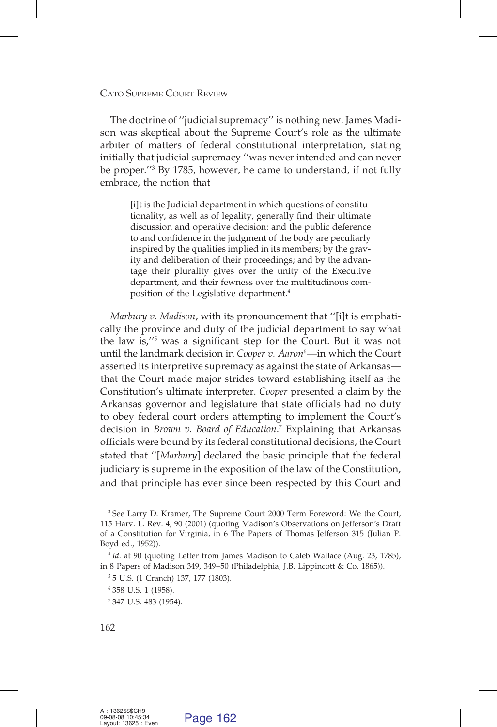The doctrine of ''judicial supremacy'' is nothing new. James Madison was skeptical about the Supreme Court's role as the ultimate arbiter of matters of federal constitutional interpretation, stating initially that judicial supremacy ''was never intended and can never be proper.''[3] By 1785, however, he came to understand, if not fully embrace, the notion that

> [i]t is the Judicial department in which questions of constitutionality, as well as of legality, generally find their ultimate discussion and operative decision: and the public deference to and confidence in the judgment of the body are peculiarly inspired by the qualities implied in its members; by the gravity and deliberation of their proceedings; and by the advantage their plurality gives over the unity of the Executive department, and their fewness over the multitudinous composition of the Legislative department.[4]

*Marbury v. Madison*, with its pronouncement that ''[i]t is emphatically the province and duty of the judicial department to say what the law is,''[5] was a significant step for the Court. But it was not until the landmark decision in *Cooper v. Aaron*[6]—in which the Court asserted its interpretive supremacy as against the state of Arkansas—that the Court made major strides toward establishing itself as the Constitution's ultimate interpreter. *Cooper* presented a claim by the Arkansas governor and legislature that state officials had no duty to obey federal court orders attempting to implement the Court's decision in *Brown v. Board of Education*.[7] Explaining that Arkansas officials were bound by its federal constitutional decisions, the Court stated that ''[*Marbury*] declared the basic principle that the federal judiciary is supreme in the exposition of the law of the Constitution, and that principle has ever since been respected by this Court and

---

[3] See Larry D. Kramer, The Supreme Court 2000 Term Foreword: We the Court, 115 Harv. L. Rev. 4, 90 (2001) (quoting Madison's Observations on Jefferson's Draft of a Constitution for Virginia, in 6 The Papers of Thomas Jefferson 315 (Julian P. Boyd ed., 1952)).

[4] *Id.* at 90 (quoting Letter from James Madison to Caleb Wallace (Aug. 23, 1785), in 8 Papers of Madison 349, 349–50 (Philadelphia, J.B. Lippincott & Co. 1865)).

[5] 5 U.S. (1 Cranch) 137, 177 (1803).

[6] 358 U.S. 1 (1958).

[7] 347 U.S. 483 (1954).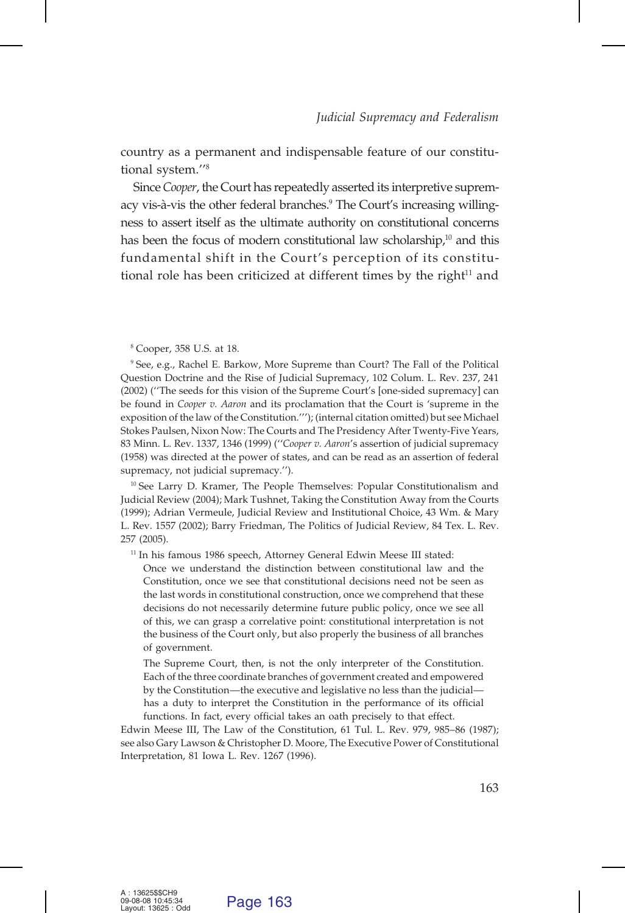country as a permanent and indispensable feature of our constitutional system.''[8]

Since *Cooper*, the Court has repeatedly asserted its interpretive supremacy vis-à-vis the other federal branches.[9] The Court's increasing willingness to assert itself as the ultimate authority on constitutional concerns has been the focus of modern constitutional law scholarship,[10] and this fundamental shift in the Court's perception of its constitutional role has been criticized at different times by the right[11] and

---

[8] Cooper, 358 U.S. at 18.

[9] See, e.g., Rachel E. Barkow, More Supreme than Court? The Fall of the Political Question Doctrine and the Rise of Judicial Supremacy, 102 Colum. L. Rev. 237, 241 (2002) (''The seeds for this vision of the Supreme Court's [one-sided supremacy] can be found in *Cooper v. Aaron* and its proclamation that the Court is 'supreme in the exposition of the law of the Constitution.'''); (internal citation omitted) but see Michael Stokes Paulsen, Nixon Now: The Courts and The Presidency After Twenty-Five Years, 83 Minn. L. Rev. 1337, 1346 (1999) (''*Cooper v. Aaron*'s assertion of judicial supremacy (1958) was directed at the power of states, and can be read as an assertion of federal supremacy, not judicial supremacy.'').

[10] See Larry D. Kramer, The People Themselves: Popular Constitutionalism and Judicial Review (2004); Mark Tushnet, Taking the Constitution Away from the Courts (1999); Adrian Vermeule, Judicial Review and Institutional Choice, 43 Wm. & Mary L. Rev. 1557 (2002); Barry Friedman, The Politics of Judicial Review, 84 Tex. L. Rev. 257 (2005).

[11] In his famous 1986 speech, Attorney General Edwin Meese III stated:

> Once we understand the distinction between constitutional law and the Constitution, once we see that constitutional decisions need not be seen as the last words in constitutional construction, once we comprehend that these decisions do not necessarily determine future public policy, once we see all of this, we can grasp a correlative point: constitutional interpretation is not the business of the Court only, but also properly the business of all branches of government.
>
> The Supreme Court, then, is not the only interpreter of the Constitution. Each of the three coordinate branches of government created and empowered by the Constitution—the executive and legislative no less than the judicial—has a duty to interpret the Constitution in the performance of its official functions. In fact, every official takes an oath precisely to that effect.

Edwin Meese III, The Law of the Constitution, 61 Tul. L. Rev. 979, 985–86 (1987); see also Gary Lawson & Christopher D. Moore, The Executive Power of Constitutional Interpretation, 81 Iowa L. Rev. 1267 (1996).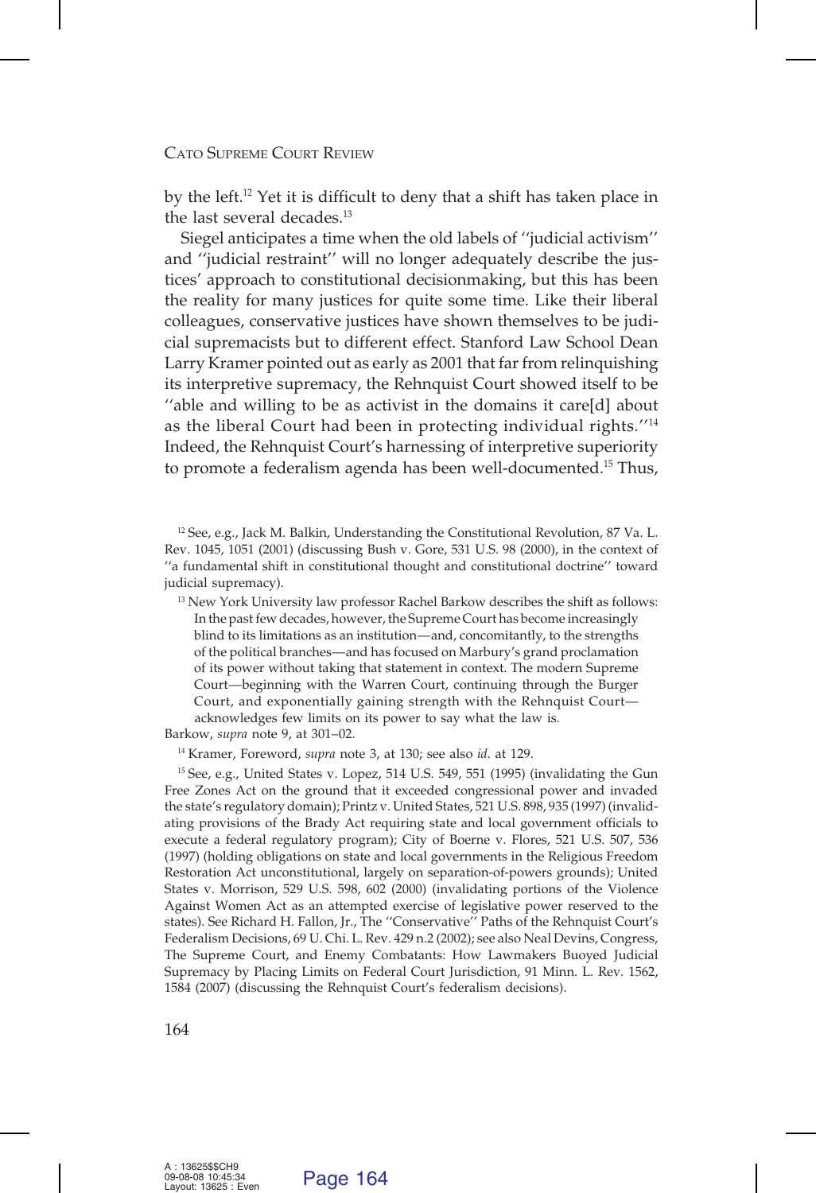by the left.[12] Yet it is difficult to deny that a shift has taken place in the last several decades.[13]

Siegel anticipates a time when the old labels of ''judicial activism'' and ''judicial restraint'' will no longer adequately describe the justices' approach to constitutional decisionmaking, but this has been the reality for many justices for quite some time. Like their liberal colleagues, conservative justices have shown themselves to be judicial supremacists but to different effect. Stanford Law School Dean Larry Kramer pointed out as early as 2001 that far from relinquishing its interpretive supremacy, the Rehnquist Court showed itself to be ''able and willing to be as activist in the domains it care[d] about as the liberal Court had been in protecting individual rights.''[14] Indeed, the Rehnquist Court's harnessing of interpretive superiority to promote a federalism agenda has been well-documented.[15] Thus,

[12] See, e.g., Jack M. Balkin, Understanding the Constitutional Revolution, 87 Va. L. Rev. 1045, 1051 (2001) (discussing Bush v. Gore, 531 U.S. 98 (2000), in the context of ''a fundamental shift in constitutional thought and constitutional doctrine'' toward judicial supremacy).

[13] New York University law professor Rachel Barkow describes the shift as follows:

> In the past few decades, however, the Supreme Court has become increasingly blind to its limitations as an institution—and, concomitantly, to the strengths of the political branches—and has focused on Marbury's grand proclamation of its power without taking that statement in context. The modern Supreme Court—beginning with the Warren Court, continuing through the Burger Court, and exponentially gaining strength with the Rehnquist Court—acknowledges few limits on its power to say what the law is.

Barkow, *supra* note 9, at 301–02.

[14] Kramer, Foreword, *supra* note 3, at 130; see also *id*. at 129.

[15] See, e.g., United States v. Lopez, 514 U.S. 549, 551 (1995) (invalidating the Gun Free Zones Act on the ground that it exceeded congressional power and invaded the state's regulatory domain); Printz v. United States, 521 U.S. 898, 935 (1997) (invalidating provisions of the Brady Act requiring state and local government officials to execute a federal regulatory program); City of Boerne v. Flores, 521 U.S. 507, 536 (1997) (holding obligations on state and local governments in the Religious Freedom Restoration Act unconstitutional, largely on separation-of-powers grounds); United States v. Morrison, 529 U.S. 598, 602 (2000) (invalidating portions of the Violence Against Women Act as an attempted exercise of legislative power reserved to the states). See Richard H. Fallon, Jr., The ''Conservative'' Paths of the Rehnquist Court's Federalism Decisions, 69 U. Chi. L. Rev. 429 n.2 (2002); see also Neal Devins, Congress, The Supreme Court, and Enemy Combatants: How Lawmakers Buoyed Judicial Supremacy by Placing Limits on Federal Court Jurisdiction, 91 Minn. L. Rev. 1562, 1584 (2007) (discussing the Rehnquist Court's federalism decisions).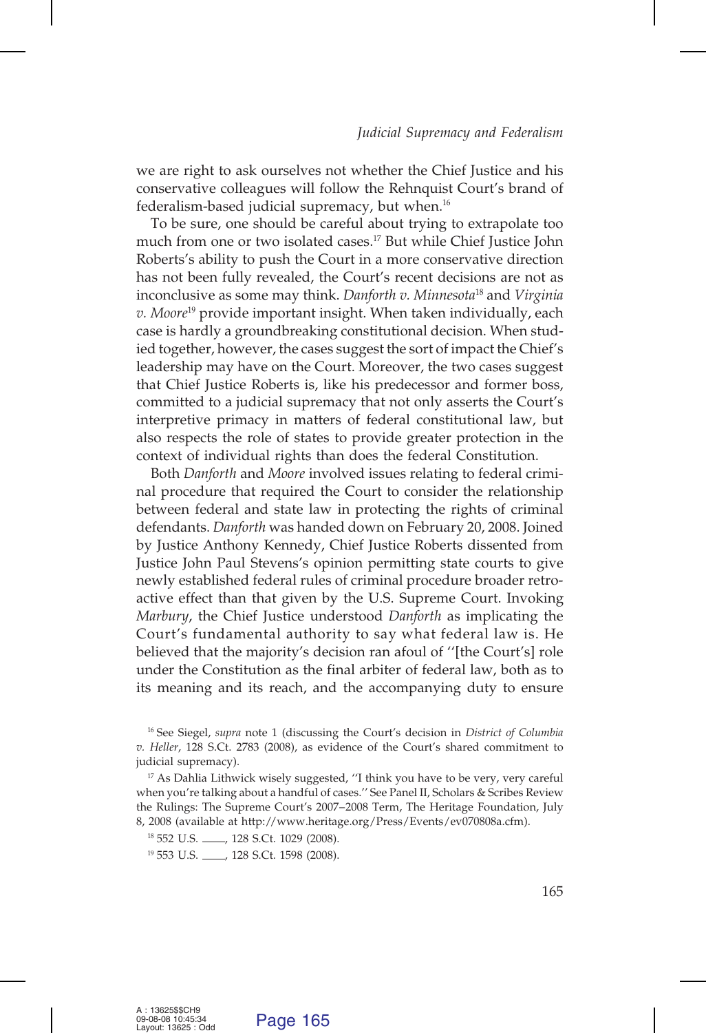we are right to ask ourselves not whether the Chief Justice and his conservative colleagues will follow the Rehnquist Court's brand of federalism-based judicial supremacy, but when.[16]

To be sure, one should be careful about trying to extrapolate too much from one or two isolated cases.[17] But while Chief Justice John Roberts's ability to push the Court in a more conservative direction has not been fully revealed, the Court's recent decisions are not as inconclusive as some may think. *Danforth v. Minnesota*[18] and *Virginia v. Moore*[19] provide important insight. When taken individually, each case is hardly a groundbreaking constitutional decision. When studied together, however, the cases suggest the sort of impact the Chief's leadership may have on the Court. Moreover, the two cases suggest that Chief Justice Roberts is, like his predecessor and former boss, committed to a judicial supremacy that not only asserts the Court's interpretive primacy in matters of federal constitutional law, but also respects the role of states to provide greater protection in the context of individual rights than does the federal Constitution.

Both *Danforth* and *Moore* involved issues relating to federal criminal procedure that required the Court to consider the relationship between federal and state law in protecting the rights of criminal defendants. *Danforth* was handed down on February 20, 2008. Joined by Justice Anthony Kennedy, Chief Justice Roberts dissented from Justice John Paul Stevens's opinion permitting state courts to give newly established federal rules of criminal procedure broader retroactive effect than that given by the U.S. Supreme Court. Invoking *Marbury*, the Chief Justice understood *Danforth* as implicating the Court's fundamental authority to say what federal law is. He believed that the majority's decision ran afoul of ''[the Court's] role under the Constitution as the final arbiter of federal law, both as to its meaning and its reach, and the accompanying duty to ensure

[16] See Siegel, *supra* note 1 (discussing the Court's decision in *District of Columbia v. Heller*, 128 S.Ct. 2783 (2008), as evidence of the Court's shared commitment to judicial supremacy).

[17] As Dahlia Lithwick wisely suggested, ''I think you have to be very, very careful when you're talking about a handful of cases.'' See Panel II, Scholars & Scribes Review the Rulings: The Supreme Court's 2007–2008 Term, The Heritage Foundation, July 8, 2008 (available at http://www.heritage.org/Press/Events/ev070808a.cfm).

[18] 552 U.S. \_\_\_\_, 128 S.Ct. 1029 (2008).

[19] 553 U.S. \_\_\_\_, 128 S.Ct. 1598 (2008).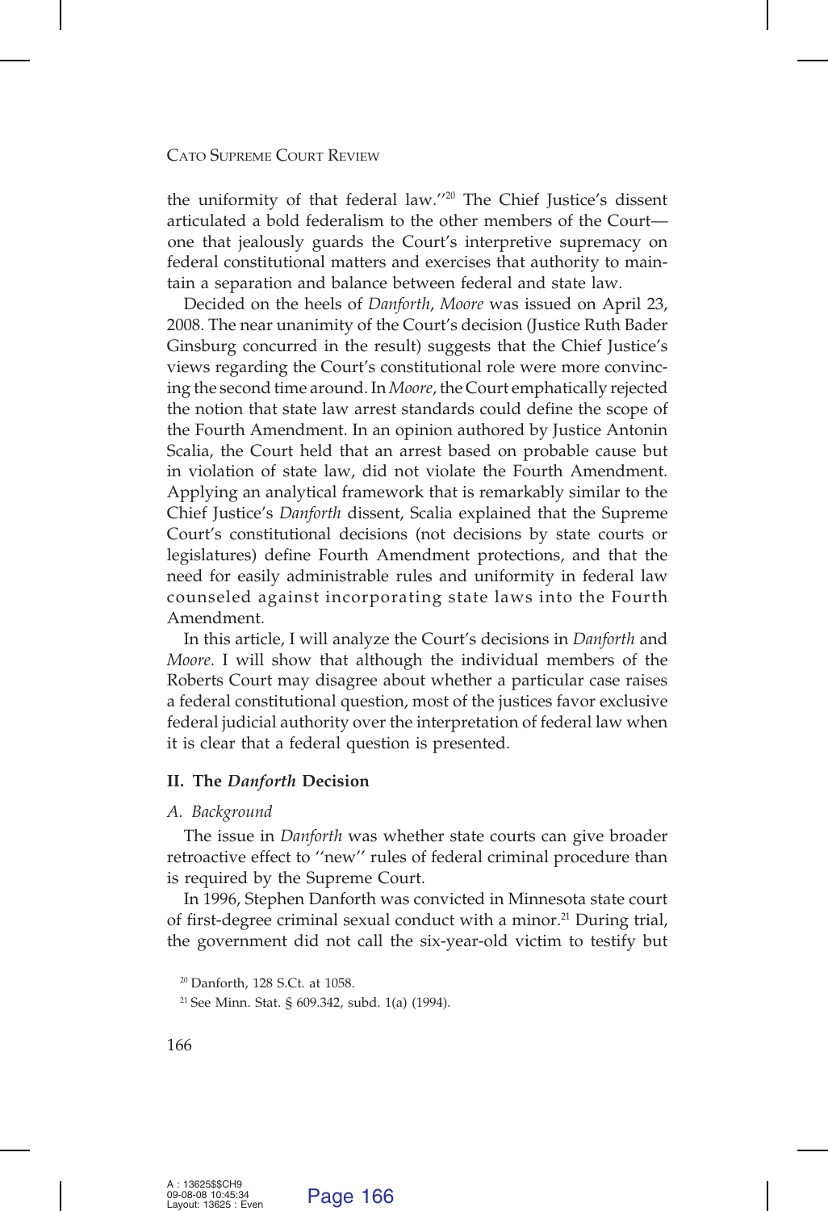the uniformity of that federal law.''[20] The Chief Justice's dissent articulated a bold federalism to the other members of the Court—one that jealously guards the Court's interpretive supremacy on federal constitutional matters and exercises that authority to maintain a separation and balance between federal and state law.

Decided on the heels of *Danforth*, *Moore* was issued on April 23, 2008. The near unanimity of the Court's decision (Justice Ruth Bader Ginsburg concurred in the result) suggests that the Chief Justice's views regarding the Court's constitutional role were more convincing the second time around. In *Moore*, the Court emphatically rejected the notion that state law arrest standards could define the scope of the Fourth Amendment. In an opinion authored by Justice Antonin Scalia, the Court held that an arrest based on probable cause but in violation of state law, did not violate the Fourth Amendment. Applying an analytical framework that is remarkably similar to the Chief Justice's *Danforth* dissent, Scalia explained that the Supreme Court's constitutional decisions (not decisions by state courts or legislatures) define Fourth Amendment protections, and that the need for easily administrable rules and uniformity in federal law counseled against incorporating state laws into the Fourth Amendment.

In this article, I will analyze the Court's decisions in *Danforth* and *Moore*. I will show that although the individual members of the Roberts Court may disagree about whether a particular case raises a federal constitutional question, most of the justices favor exclusive federal judicial authority over the interpretation of federal law when it is clear that a federal question is presented.

## II. The *Danforth* Decision

### *A. Background*

The issue in *Danforth* was whether state courts can give broader retroactive effect to ''new'' rules of federal criminal procedure than is required by the Supreme Court.

In 1996, Stephen Danforth was convicted in Minnesota state court of first-degree criminal sexual conduct with a minor.[21] During trial, the government did not call the six-year-old victim to testify but

[20] Danforth, 128 S.Ct. at 1058.

[21] See Minn. Stat. § 609.342, subd. 1(a) (1994).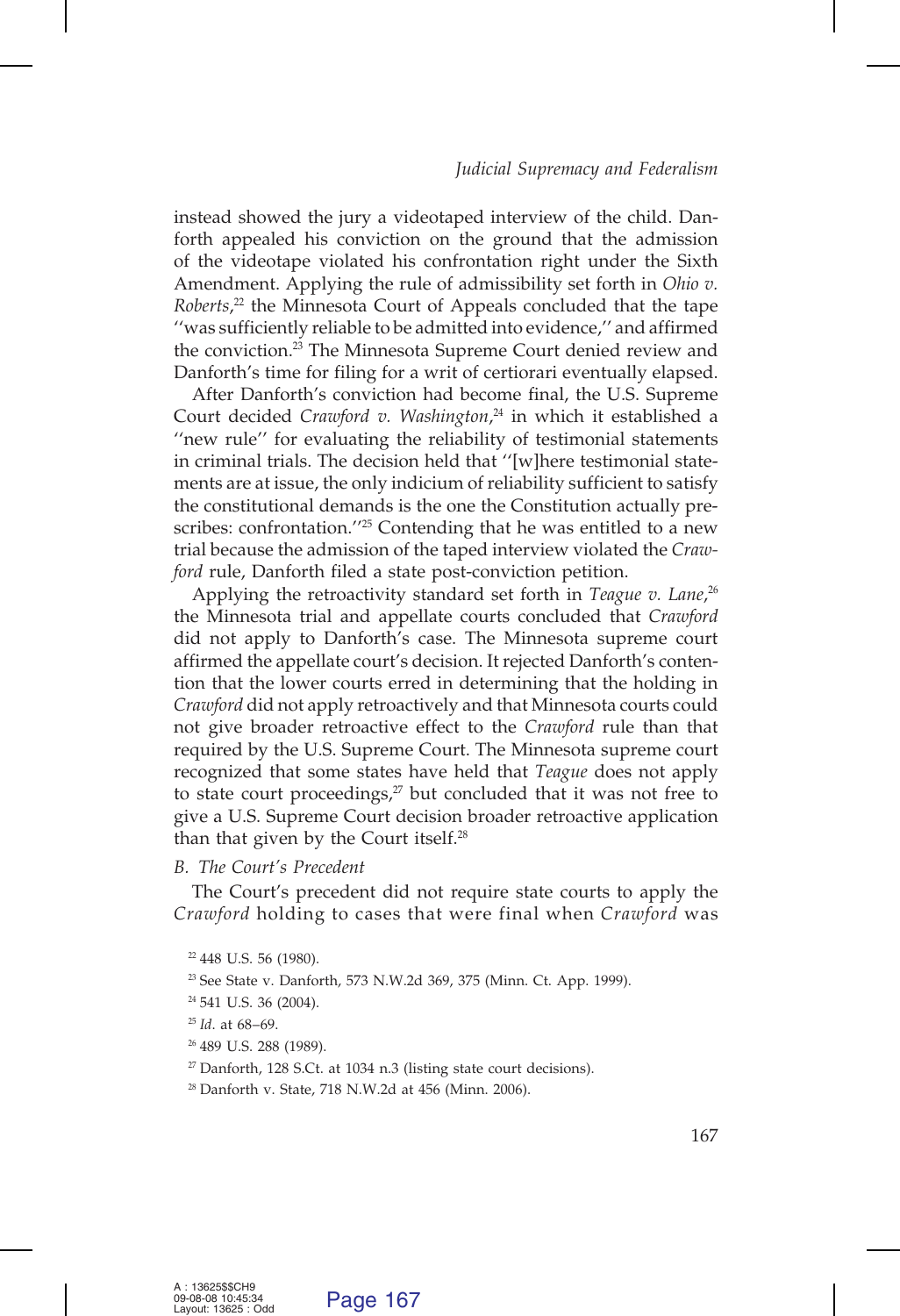instead showed the jury a videotaped interview of the child. Danforth appealed his conviction on the ground that the admission of the videotape violated his confrontation right under the Sixth Amendment. Applying the rule of admissibility set forth in *Ohio v. Roberts*,[22] the Minnesota Court of Appeals concluded that the tape ''was sufficiently reliable to be admitted into evidence,'' and affirmed the conviction.[23] The Minnesota Supreme Court denied review and Danforth's time for filing for a writ of certiorari eventually elapsed.

After Danforth's conviction had become final, the U.S. Supreme Court decided *Crawford v. Washington*,[24] in which it established a ''new rule'' for evaluating the reliability of testimonial statements in criminal trials. The decision held that ''[w]here testimonial statements are at issue, the only indicium of reliability sufficient to satisfy the constitutional demands is the one the Constitution actually prescribes: confrontation.''[25] Contending that he was entitled to a new trial because the admission of the taped interview violated the *Crawford* rule, Danforth filed a state post-conviction petition.

Applying the retroactivity standard set forth in *Teague v. Lane*,[26] the Minnesota trial and appellate courts concluded that *Crawford* did not apply to Danforth's case. The Minnesota supreme court affirmed the appellate court's decision. It rejected Danforth's contention that the lower courts erred in determining that the holding in *Crawford* did not apply retroactively and that Minnesota courts could not give broader retroactive effect to the *Crawford* rule than that required by the U.S. Supreme Court. The Minnesota supreme court recognized that some states have held that *Teague* does not apply to state court proceedings,[27] but concluded that it was not free to give a U.S. Supreme Court decision broader retroactive application than that given by the Court itself.[28]

### B. The Court's Precedent

The Court's precedent did not require state courts to apply the *Crawford* holding to cases that were final when *Crawford* was

[22] 448 U.S. 56 (1980).

[23] See State v. Danforth, 573 N.W.2d 369, 375 (Minn. Ct. App. 1999).

[24] 541 U.S. 36 (2004).

[25] *Id*. at 68–69.

[26] 489 U.S. 288 (1989).

[27] Danforth, 128 S.Ct. at 1034 n.3 (listing state court decisions).

[28] Danforth v. State, 718 N.W.2d at 456 (Minn. 2006).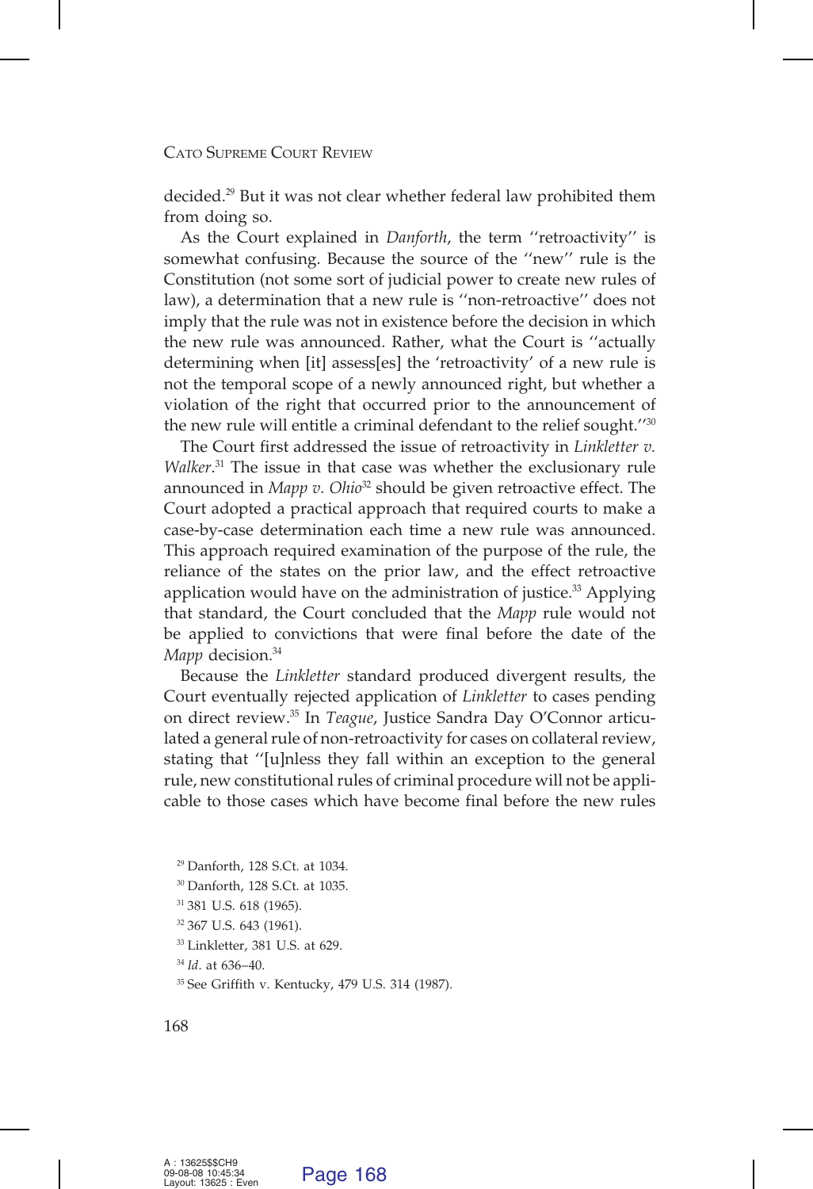decided.[29] But it was not clear whether federal law prohibited them from doing so.

As the Court explained in *Danforth*, the term ''retroactivity'' is somewhat confusing. Because the source of the ''new'' rule is the Constitution (not some sort of judicial power to create new rules of law), a determination that a new rule is ''non-retroactive'' does not imply that the rule was not in existence before the decision in which the new rule was announced. Rather, what the Court is ''actually determining when [it] assess[es] the 'retroactivity' of a new rule is not the temporal scope of a newly announced right, but whether a violation of the right that occurred prior to the announcement of the new rule will entitle a criminal defendant to the relief sought.''[30]

The Court first addressed the issue of retroactivity in *Linkletter v. Walker*.[31] The issue in that case was whether the exclusionary rule announced in *Mapp v. Ohio*[32] should be given retroactive effect. The Court adopted a practical approach that required courts to make a case-by-case determination each time a new rule was announced. This approach required examination of the purpose of the rule, the reliance of the states on the prior law, and the effect retroactive application would have on the administration of justice.[33] Applying that standard, the Court concluded that the *Mapp* rule would not be applied to convictions that were final before the date of the *Mapp* decision.[34]

Because the *Linkletter* standard produced divergent results, the Court eventually rejected application of *Linkletter* to cases pending on direct review.[35] In *Teague*, Justice Sandra Day O'Connor articulated a general rule of non-retroactivity for cases on collateral review, stating that ''[u]nless they fall within an exception to the general rule, new constitutional rules of criminal procedure will not be applicable to those cases which have become final before the new rules

[29] Danforth, 128 S.Ct. at 1034.

[30] Danforth, 128 S.Ct. at 1035.

[31] 381 U.S. 618 (1965).

[32] 367 U.S. 643 (1961).

[33] Linkletter, 381 U.S. at 629.

[34] *Id*. at 636–40.

[35] See Griffith v. Kentucky, 479 U.S. 314 (1987).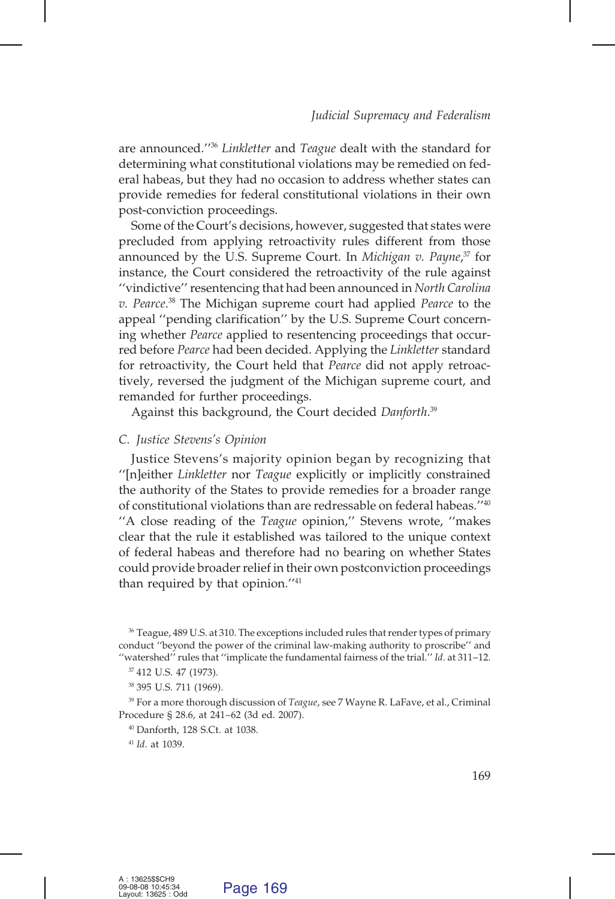are announced.''[36] *Linkletter* and *Teague* dealt with the standard for determining what constitutional violations may be remedied on federal habeas, but they had no occasion to address whether states can provide remedies for federal constitutional violations in their own post-conviction proceedings.

Some of the Court's decisions, however, suggested that states were precluded from applying retroactivity rules different from those announced by the U.S. Supreme Court. In *Michigan v. Payne*,[37] for instance, the Court considered the retroactivity of the rule against ''vindictive'' resentencing that had been announced in *North Carolina v. Pearce*.[38] The Michigan supreme court had applied *Pearce* to the appeal ''pending clarification'' by the U.S. Supreme Court concerning whether *Pearce* applied to resentencing proceedings that occurred before *Pearce* had been decided. Applying the *Linkletter* standard for retroactivity, the Court held that *Pearce* did not apply retroactively, reversed the judgment of the Michigan supreme court, and remanded for further proceedings.

Against this background, the Court decided *Danforth*.[39]

### *C. Justice Stevens's Opinion*

Justice Stevens's majority opinion began by recognizing that ''[n]either *Linkletter* nor *Teague* explicitly or implicitly constrained the authority of the States to provide remedies for a broader range of constitutional violations than are redressable on federal habeas.''[40] ''A close reading of the *Teague* opinion,'' Stevens wrote, ''makes clear that the rule it established was tailored to the unique context of federal habeas and therefore had no bearing on whether States could provide broader relief in their own postconviction proceedings than required by that opinion.''[41]

---

[36] Teague, 489 U.S. at 310. The exceptions included rules that render types of primary conduct ''beyond the power of the criminal law-making authority to proscribe'' and ''watershed'' rules that ''implicate the fundamental fairness of the trial.'' *Id*. at 311–12.

[37] 412 U.S. 47 (1973).

[38] 395 U.S. 711 (1969).

[39] For a more thorough discussion of *Teague*, see 7 Wayne R. LaFave, et al., Criminal Procedure § 28.6, at 241–62 (3d ed. 2007).

[40] Danforth, 128 S.Ct. at 1038.

[41] *Id*. at 1039.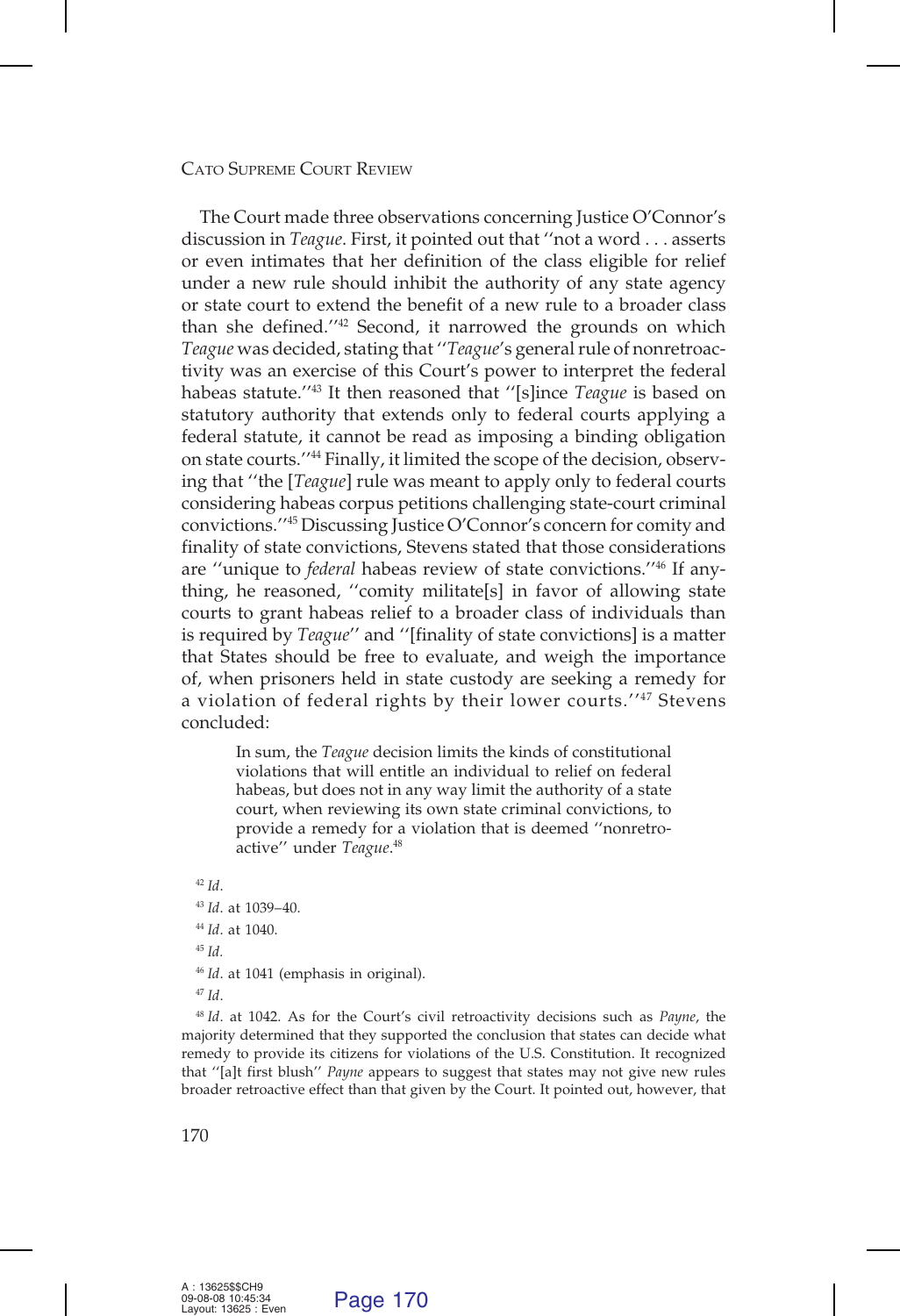The Court made three observations concerning Justice O'Connor's discussion in *Teague*. First, it pointed out that ''not a word . . . asserts or even intimates that her definition of the class eligible for relief under a new rule should inhibit the authority of any state agency or state court to extend the benefit of a new rule to a broader class than she defined.''[42] Second, it narrowed the grounds on which *Teague* was decided, stating that ''*Teague*'s general rule of nonretroactivity was an exercise of this Court's power to interpret the federal habeas statute.''[43] It then reasoned that ''[s]ince *Teague* is based on statutory authority that extends only to federal courts applying a federal statute, it cannot be read as imposing a binding obligation on state courts.''[44] Finally, it limited the scope of the decision, observing that ''the [*Teague*] rule was meant to apply only to federal courts considering habeas corpus petitions challenging state-court criminal convictions.''[45] Discussing Justice O'Connor's concern for comity and finality of state convictions, Stevens stated that those considerations are ''unique to *federal* habeas review of state convictions.''[46] If anything, he reasoned, ''comity militate[s] in favor of allowing state courts to grant habeas relief to a broader class of individuals than is required by *Teague*'' and ''[finality of state convictions] is a matter that States should be free to evaluate, and weigh the importance of, when prisoners held in state custody are seeking a remedy for a violation of federal rights by their lower courts.''[47] Stevens concluded:

> In sum, the *Teague* decision limits the kinds of constitutional violations that will entitle an individual to relief on federal habeas, but does not in any way limit the authority of a state court, when reviewing its own state criminal convictions, to provide a remedy for a violation that is deemed ''nonretroactive'' under *Teague*.[48]

[42] *Id*.

[43] *Id*. at 1039–40.

[44] *Id*. at 1040.

[45] *Id*.

[46] *Id*. at 1041 (emphasis in original).

[47] *Id*.

[48] *Id*. at 1042. As for the Court's civil retroactivity decisions such as *Payne*, the majority determined that they supported the conclusion that states can decide what remedy to provide its citizens for violations of the U.S. Constitution. It recognized that ''[a]t first blush'' *Payne* appears to suggest that states may not give new rules broader retroactive effect than that given by the Court. It pointed out, however, that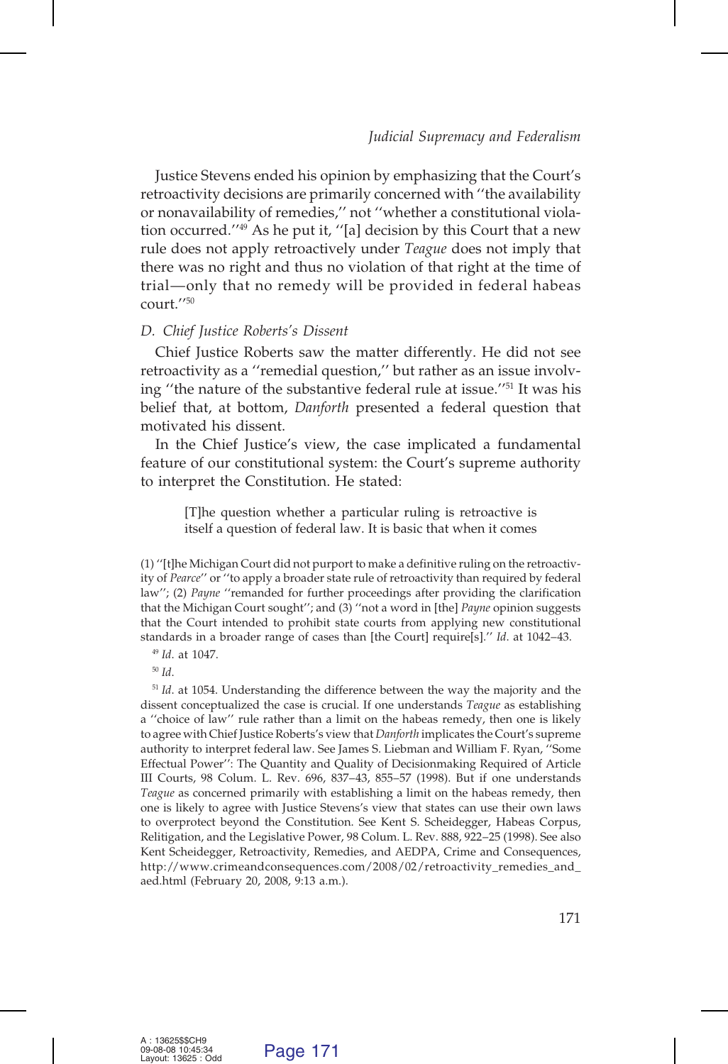Justice Stevens ended his opinion by emphasizing that the Court's retroactivity decisions are primarily concerned with ''the availability or nonavailability of remedies,'' not ''whether a constitutional violation occurred.''[49] As he put it, ''[a] decision by this Court that a new rule does not apply retroactively under *Teague* does not imply that there was no right and thus no violation of that right at the time of trial—only that no remedy will be provided in federal habeas court.''[50]

### *D. Chief Justice Roberts's Dissent*

Chief Justice Roberts saw the matter differently. He did not see retroactivity as a ''remedial question,'' but rather as an issue involving ''the nature of the substantive federal rule at issue.''[51] It was his belief that, at bottom, *Danforth* presented a federal question that motivated his dissent.

In the Chief Justice's view, the case implicated a fundamental feature of our constitutional system: the Court's supreme authority to interpret the Constitution. He stated:

> [T]he question whether a particular ruling is retroactive is itself a question of federal law. It is basic that when it comes

(1) ''[t]he Michigan Court did not purport to make a definitive ruling on the retroactivity of *Pearce*'' or ''to apply a broader state rule of retroactivity than required by federal law''; (2) *Payne* ''remanded for further proceedings after providing the clarification that the Michigan Court sought''; and (3) ''not a word in [the] *Payne* opinion suggests that the Court intended to prohibit state courts from applying new constitutional standards in a broader range of cases than [the Court] require[s].'' *Id.* at 1042–43.

[49] *Id.* at 1047.

[50] *Id.*

[51] *Id.* at 1054. Understanding the difference between the way the majority and the dissent conceptualized the case is crucial. If one understands *Teague* as establishing a ''choice of law'' rule rather than a limit on the habeas remedy, then one is likely to agree with Chief Justice Roberts's view that *Danforth* implicates the Court's supreme authority to interpret federal law. See James S. Liebman and William F. Ryan, ''Some Effectual Power'': The Quantity and Quality of Decisionmaking Required of Article III Courts, 98 Colum. L. Rev. 696, 837–43, 855–57 (1998). But if one understands *Teague* as concerned primarily with establishing a limit on the habeas remedy, then one is likely to agree with Justice Stevens's view that states can use their own laws to overprotect beyond the Constitution. See Kent S. Scheidegger, Habeas Corpus, Relitigation, and the Legislative Power, 98 Colum. L. Rev. 888, 922–25 (1998). See also Kent Scheidegger, Retroactivity, Remedies, and AEDPA, Crime and Consequences, http://www.crimeandconsequences.com/2008/02/retroactivity_remedies_and_aed.html (February 20, 2008, 9:13 a.m.).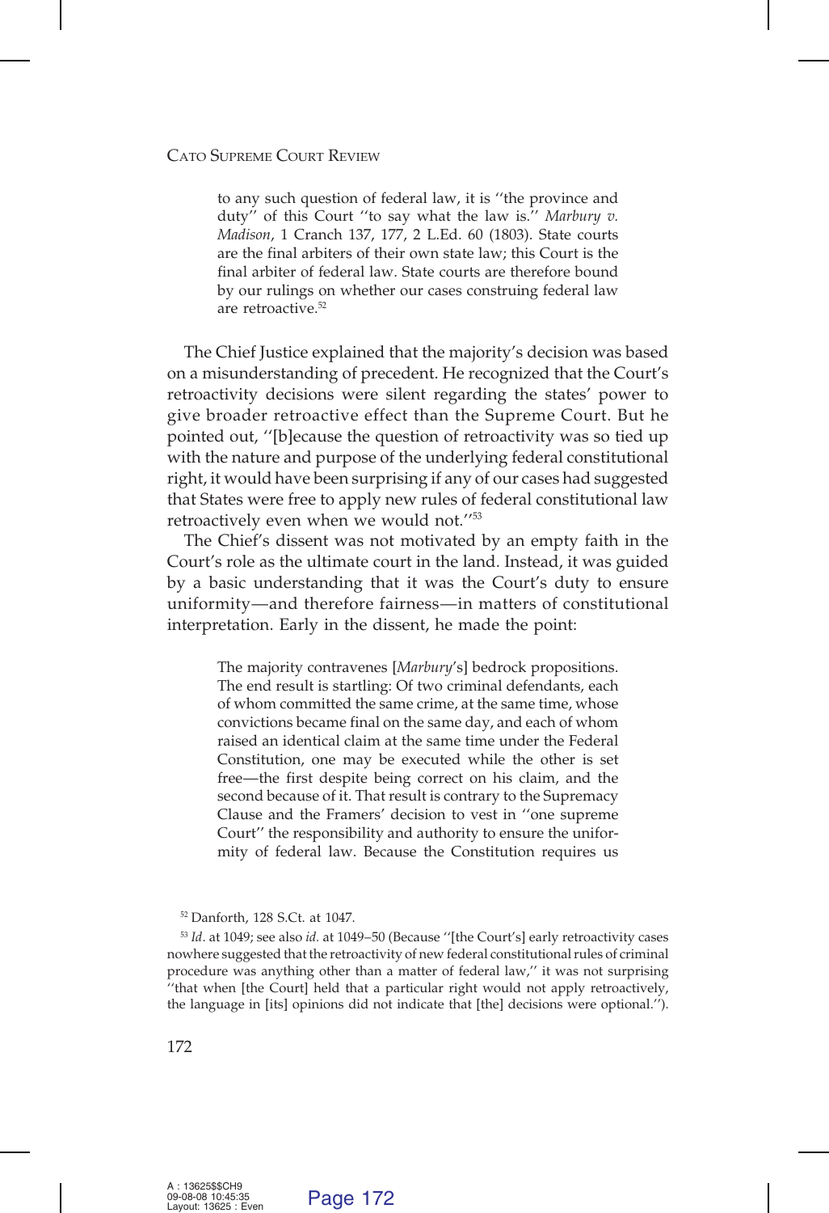> to any such question of federal law, it is ''the province and duty'' of this Court ''to say what the law is.'' *Marbury v. Madison*, 1 Cranch 137, 177, 2 L.Ed. 60 (1803). State courts are the final arbiters of their own state law; this Court is the final arbiter of federal law. State courts are therefore bound by our rulings on whether our cases construing federal law are retroactive.[52]

The Chief Justice explained that the majority's decision was based on a misunderstanding of precedent. He recognized that the Court's retroactivity decisions were silent regarding the states' power to give broader retroactive effect than the Supreme Court. But he pointed out, ''[b]ecause the question of retroactivity was so tied up with the nature and purpose of the underlying federal constitutional right, it would have been surprising if any of our cases had suggested that States were free to apply new rules of federal constitutional law retroactively even when we would not.''[53]

The Chief's dissent was not motivated by an empty faith in the Court's role as the ultimate court in the land. Instead, it was guided by a basic understanding that it was the Court's duty to ensure uniformity—and therefore fairness—in matters of constitutional interpretation. Early in the dissent, he made the point:

> The majority contravenes [*Marbury*'s] bedrock propositions. The end result is startling: Of two criminal defendants, each of whom committed the same crime, at the same time, whose convictions became final on the same day, and each of whom raised an identical claim at the same time under the Federal Constitution, one may be executed while the other is set free—the first despite being correct on his claim, and the second because of it. That result is contrary to the Supremacy Clause and the Framers' decision to vest in ''one supreme Court'' the responsibility and authority to ensure the uniformity of federal law. Because the Constitution requires us

[52] Danforth, 128 S.Ct. at 1047.

[53] *Id*. at 1049; see also *id.* at 1049–50 (Because ''[the Court's] early retroactivity cases nowhere suggested that the retroactivity of new federal constitutional rules of criminal procedure was anything other than a matter of federal law,'' it was not surprising ''that when [the Court] held that a particular right would not apply retroactively, the language in [its] opinions did not indicate that [the] decisions were optional.'').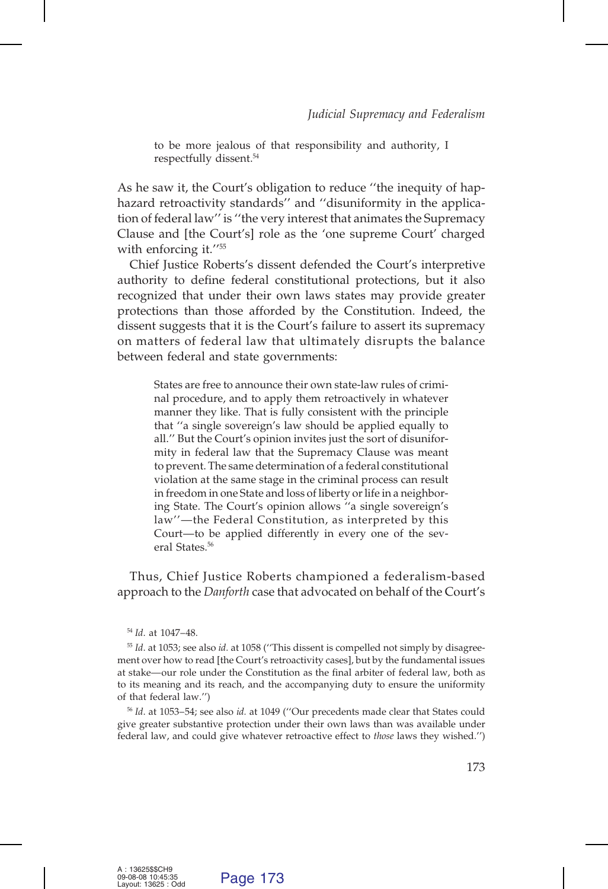> to be more jealous of that responsibility and authority, I respectfully dissent.[54]

As he saw it, the Court's obligation to reduce ''the inequity of haphazard retroactivity standards'' and ''disuniformity in the application of federal law'' is ''the very interest that animates the Supremacy Clause and [the Court's] role as the 'one supreme Court' charged with enforcing it.''[55]

Chief Justice Roberts's dissent defended the Court's interpretive authority to define federal constitutional protections, but it also recognized that under their own laws states may provide greater protections than those afforded by the Constitution. Indeed, the dissent suggests that it is the Court's failure to assert its supremacy on matters of federal law that ultimately disrupts the balance between federal and state governments:

> States are free to announce their own state-law rules of criminal procedure, and to apply them retroactively in whatever manner they like. That is fully consistent with the principle that ''a single sovereign's law should be applied equally to all.'' But the Court's opinion invites just the sort of disuniformity in federal law that the Supremacy Clause was meant to prevent. The same determination of a federal constitutional violation at the same stage in the criminal process can result in freedom in one State and loss of liberty or life in a neighboring State. The Court's opinion allows ''a single sovereign's law''—the Federal Constitution, as interpreted by this Court—to be applied differently in every one of the several States.[56]

Thus, Chief Justice Roberts championed a federalism-based approach to the *Danforth* case that advocated on behalf of the Court's

[54] *Id.* at 1047–48.

[55] *Id.* at 1053; see also *id.* at 1058 (''This dissent is compelled not simply by disagreement over how to read [the Court's retroactivity cases], but by the fundamental issues at stake—our role under the Constitution as the final arbiter of federal law, both as to its meaning and its reach, and the accompanying duty to ensure the uniformity of that federal law.'')

[56] *Id.* at 1053–54; see also *id.* at 1049 (''Our precedents made clear that States could give greater substantive protection under their own laws than was available under federal law, and could give whatever retroactive effect to *those* laws they wished.'')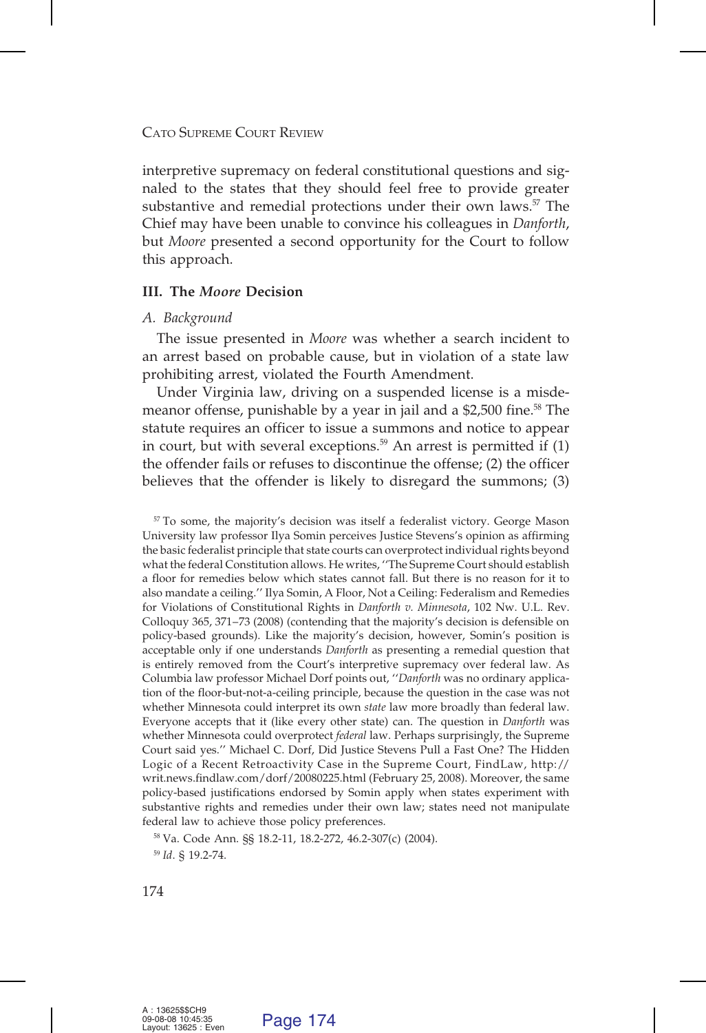interpretive supremacy on federal constitutional questions and signaled to the states that they should feel free to provide greater substantive and remedial protections under their own laws.[57] The Chief may have been unable to convince his colleagues in *Danforth*, but *Moore* presented a second opportunity for the Court to follow this approach.

## III. The *Moore* Decision

### *A. Background*

The issue presented in *Moore* was whether a search incident to an arrest based on probable cause, but in violation of a state law prohibiting arrest, violated the Fourth Amendment.

Under Virginia law, driving on a suspended license is a misdemeanor offense, punishable by a year in jail and a $2,500 fine.[58] The statute requires an officer to issue a summons and notice to appear in court, but with several exceptions.[59] An arrest is permitted if (1) the offender fails or refuses to discontinue the offense; (2) the officer believes that the offender is likely to disregard the summons; (3)

---

[57] To some, the majority's decision was itself a federalist victory. George Mason University law professor Ilya Somin perceives Justice Stevens's opinion as affirming the basic federalist principle that state courts can overprotect individual rights beyond what the federal Constitution allows. He writes, ''The Supreme Court should establish a floor for remedies below which states cannot fall. But there is no reason for it to also mandate a ceiling.'' Ilya Somin, A Floor, Not a Ceiling: Federalism and Remedies for Violations of Constitutional Rights in *Danforth v. Minnesota*, 102 Nw. U.L. Rev. Colloquy 365, 371–73 (2008) (contending that the majority's decision is defensible on policy-based grounds). Like the majority's decision, however, Somin's position is acceptable only if one understands *Danforth* as presenting a remedial question that is entirely removed from the Court's interpretive supremacy over federal law. As Columbia law professor Michael Dorf points out, ''*Danforth* was no ordinary application of the floor-but-not-a-ceiling principle, because the question in the case was not whether Minnesota could interpret its own *state* law more broadly than federal law. Everyone accepts that it (like every other state) can. The question in *Danforth* was whether Minnesota could overprotect *federal* law. Perhaps surprisingly, the Supreme Court said yes.'' Michael C. Dorf, Did Justice Stevens Pull a Fast One? The Hidden Logic of a Recent Retroactivity Case in the Supreme Court, FindLaw, http://writ.news.findlaw.com/dorf/20080225.html (February 25, 2008). Moreover, the same policy-based justifications endorsed by Somin apply when states experiment with substantive rights and remedies under their own law; states need not manipulate federal law to achieve those policy preferences.

[58] Va. Code Ann. §§ 18.2-11, 18.2-272, 46.2-307(c) (2004).

[59] *Id.* § 19.2-74.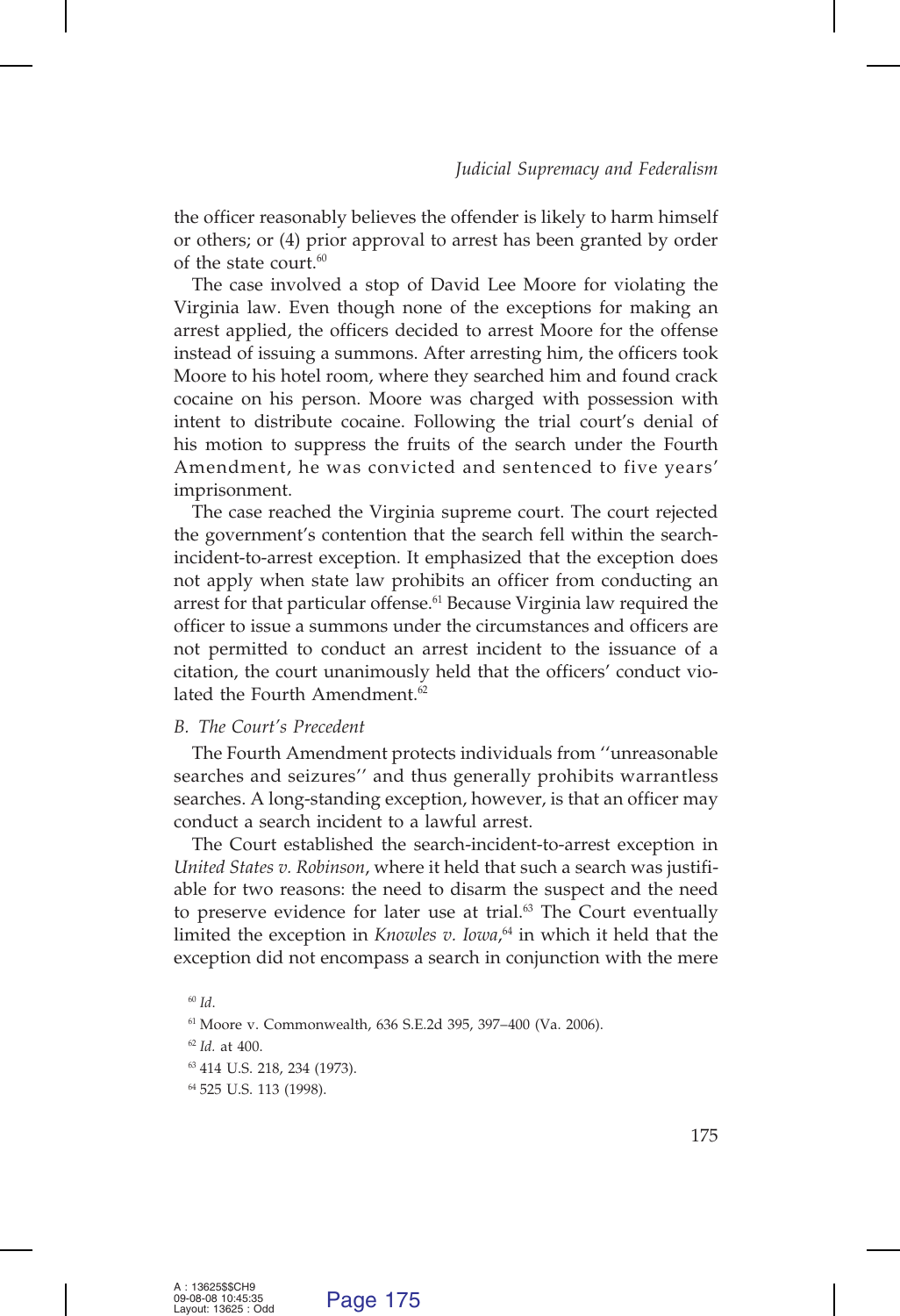the officer reasonably believes the offender is likely to harm himself or others; or (4) prior approval to arrest has been granted by order of the state court.[60]

The case involved a stop of David Lee Moore for violating the Virginia law. Even though none of the exceptions for making an arrest applied, the officers decided to arrest Moore for the offense instead of issuing a summons. After arresting him, the officers took Moore to his hotel room, where they searched him and found crack cocaine on his person. Moore was charged with possession with intent to distribute cocaine. Following the trial court's denial of his motion to suppress the fruits of the search under the Fourth Amendment, he was convicted and sentenced to five years' imprisonment.

The case reached the Virginia supreme court. The court rejected the government's contention that the search fell within the search-incident-to-arrest exception. It emphasized that the exception does not apply when state law prohibits an officer from conducting an arrest for that particular offense.[61] Because Virginia law required the officer to issue a summons under the circumstances and officers are not permitted to conduct an arrest incident to the issuance of a citation, the court unanimously held that the officers' conduct violated the Fourth Amendment.[62]

### *B. The Court's Precedent*

The Fourth Amendment protects individuals from ''unreasonable searches and seizures'' and thus generally prohibits warrantless searches. A long-standing exception, however, is that an officer may conduct a search incident to a lawful arrest.

The Court established the search-incident-to-arrest exception in *United States v. Robinson*, where it held that such a search was justifiable for two reasons: the need to disarm the suspect and the need to preserve evidence for later use at trial.[63] The Court eventually limited the exception in *Knowles v. Iowa*,[64] in which it held that the exception did not encompass a search in conjunction with the mere

[60] *Id*.

[61] Moore v. Commonwealth, 636 S.E.2d 395, 397–400 (Va. 2006).

[62] *Id.* at 400.

[63] 414 U.S. 218, 234 (1973).

[64] 525 U.S. 113 (1998).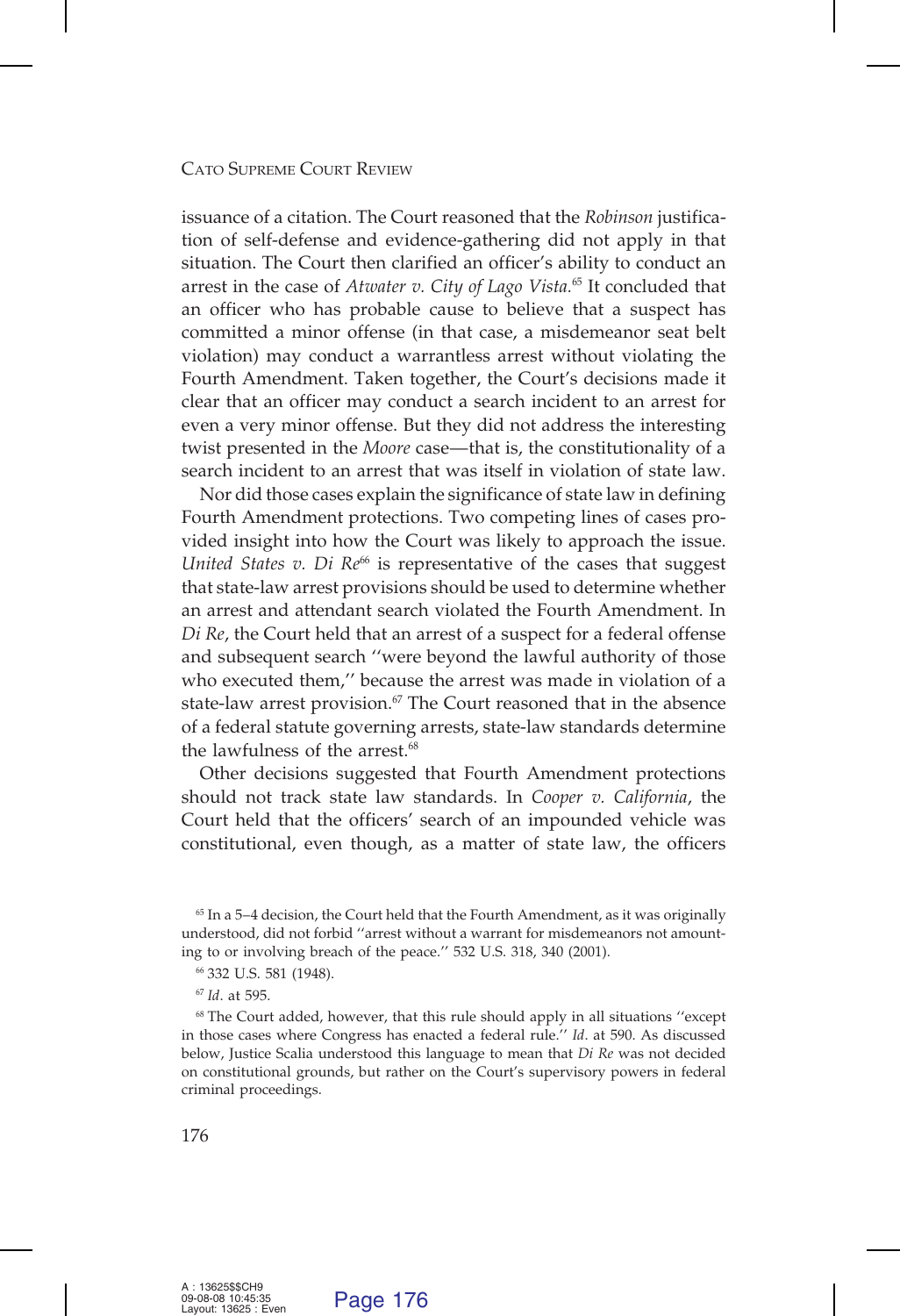issuance of a citation. The Court reasoned that the *Robinson* justification of self-defense and evidence-gathering did not apply in that situation. The Court then clarified an officer's ability to conduct an arrest in the case of *Atwater v. City of Lago Vista.*[65] It concluded that an officer who has probable cause to believe that a suspect has committed a minor offense (in that case, a misdemeanor seat belt violation) may conduct a warrantless arrest without violating the Fourth Amendment. Taken together, the Court's decisions made it clear that an officer may conduct a search incident to an arrest for even a very minor offense. But they did not address the interesting twist presented in the *Moore* case—that is, the constitutionality of a search incident to an arrest that was itself in violation of state law.

Nor did those cases explain the significance of state law in defining Fourth Amendment protections. Two competing lines of cases provided insight into how the Court was likely to approach the issue. *United States v. Di Re*[66] is representative of the cases that suggest that state-law arrest provisions should be used to determine whether an arrest and attendant search violated the Fourth Amendment. In *Di Re*, the Court held that an arrest of a suspect for a federal offense and subsequent search ''were beyond the lawful authority of those who executed them,'' because the arrest was made in violation of a state-law arrest provision.[67] The Court reasoned that in the absence of a federal statute governing arrests, state-law standards determine the lawfulness of the arrest.[68]

Other decisions suggested that Fourth Amendment protections should not track state law standards. In *Cooper v. California*, the Court held that the officers' search of an impounded vehicle was constitutional, even though, as a matter of state law, the officers

[65] In a 5–4 decision, the Court held that the Fourth Amendment, as it was originally understood, did not forbid ''arrest without a warrant for misdemeanors not amounting to or involving breach of the peace.'' 532 U.S. 318, 340 (2001).

[66] 332 U.S. 581 (1948).

[67] *Id*. at 595.

[68] The Court added, however, that this rule should apply in all situations ''except in those cases where Congress has enacted a federal rule.'' *Id*. at 590. As discussed below, Justice Scalia understood this language to mean that *Di Re* was not decided on constitutional grounds, but rather on the Court's supervisory powers in federal criminal proceedings.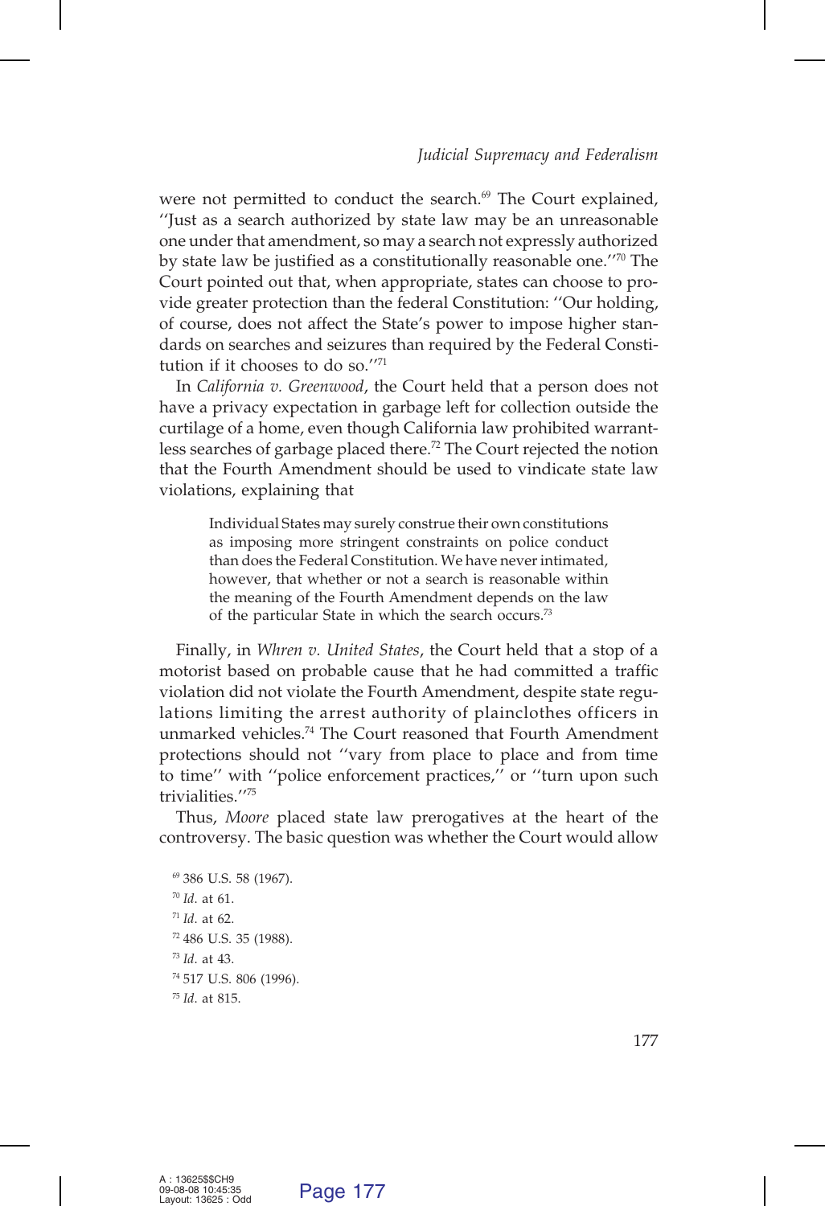were not permitted to conduct the search.[69] The Court explained, ''Just as a search authorized by state law may be an unreasonable one under that amendment, so may a search not expressly authorized by state law be justified as a constitutionally reasonable one.''[70] The Court pointed out that, when appropriate, states can choose to provide greater protection than the federal Constitution: ''Our holding, of course, does not affect the State's power to impose higher standards on searches and seizures than required by the Federal Constitution if it chooses to do so.''[71]

In *California v. Greenwood*, the Court held that a person does not have a privacy expectation in garbage left for collection outside the curtilage of a home, even though California law prohibited warrantless searches of garbage placed there.[72] The Court rejected the notion that the Fourth Amendment should be used to vindicate state law violations, explaining that

> Individual States may surely construe their own constitutions as imposing more stringent constraints on police conduct than does the Federal Constitution. We have never intimated, however, that whether or not a search is reasonable within the meaning of the Fourth Amendment depends on the law of the particular State in which the search occurs.[73]

Finally, in *Whren v. United States*, the Court held that a stop of a motorist based on probable cause that he had committed a traffic violation did not violate the Fourth Amendment, despite state regulations limiting the arrest authority of plainclothes officers in unmarked vehicles.[74] The Court reasoned that Fourth Amendment protections should not ''vary from place to place and from time to time'' with ''police enforcement practices,'' or ''turn upon such trivialities.''[75]

Thus, *Moore* placed state law prerogatives at the heart of the controversy. The basic question was whether the Court would allow

[69] 386 U.S. 58 (1967).

[70] *Id.* at 61.

[71] *Id.* at 62.

[72] 486 U.S. 35 (1988).

[73] *Id.* at 43.

[74] 517 U.S. 806 (1996).

[75] *Id.* at 815.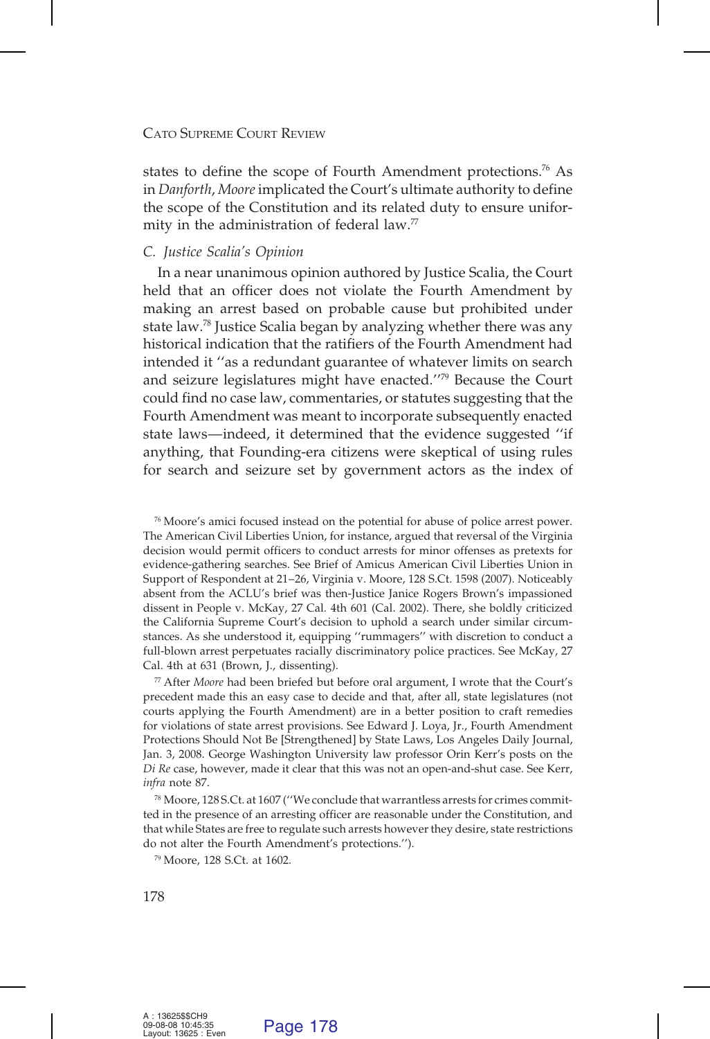states to define the scope of Fourth Amendment protections.[76] As in *Danforth*, *Moore* implicated the Court's ultimate authority to define the scope of the Constitution and its related duty to ensure uniformity in the administration of federal law.[77]

### C. Justice Scalia's Opinion

In a near unanimous opinion authored by Justice Scalia, the Court held that an officer does not violate the Fourth Amendment by making an arrest based on probable cause but prohibited under state law.[78] Justice Scalia began by analyzing whether there was any historical indication that the ratifiers of the Fourth Amendment had intended it ''as a redundant guarantee of whatever limits on search and seizure legislatures might have enacted.''[79] Because the Court could find no case law, commentaries, or statutes suggesting that the Fourth Amendment was meant to incorporate subsequently enacted state laws—indeed, it determined that the evidence suggested ''if anything, that Founding-era citizens were skeptical of using rules for search and seizure set by government actors as the index of

---

[76] Moore's amici focused instead on the potential for abuse of police arrest power. The American Civil Liberties Union, for instance, argued that reversal of the Virginia decision would permit officers to conduct arrests for minor offenses as pretexts for evidence-gathering searches. See Brief of Amicus American Civil Liberties Union in Support of Respondent at 21–26, Virginia v. Moore, 128 S.Ct. 1598 (2007). Noticeably absent from the ACLU's brief was then-Justice Janice Rogers Brown's impassioned dissent in People v. McKay, 27 Cal. 4th 601 (Cal. 2002). There, she boldly criticized the California Supreme Court's decision to uphold a search under similar circumstances. As she understood it, equipping ''rummagers'' with discretion to conduct a full-blown arrest perpetuates racially discriminatory police practices. See McKay, 27 Cal. 4th at 631 (Brown, J., dissenting).

[77] After *Moore* had been briefed but before oral argument, I wrote that the Court's precedent made this an easy case to decide and that, after all, state legislatures (not courts applying the Fourth Amendment) are in a better position to craft remedies for violations of state arrest provisions. See Edward J. Loya, Jr., Fourth Amendment Protections Should Not Be [Strengthened] by State Laws, Los Angeles Daily Journal, Jan. 3, 2008. George Washington University law professor Orin Kerr's posts on the *Di Re* case, however, made it clear that this was not an open-and-shut case. See Kerr, *infra* note 87.

[78] Moore, 128 S.Ct. at 1607 (''We conclude that warrantless arrests for crimes committed in the presence of an arresting officer are reasonable under the Constitution, and that while States are free to regulate such arrests however they desire, state restrictions do not alter the Fourth Amendment's protections.'').

[79] Moore, 128 S.Ct. at 1602.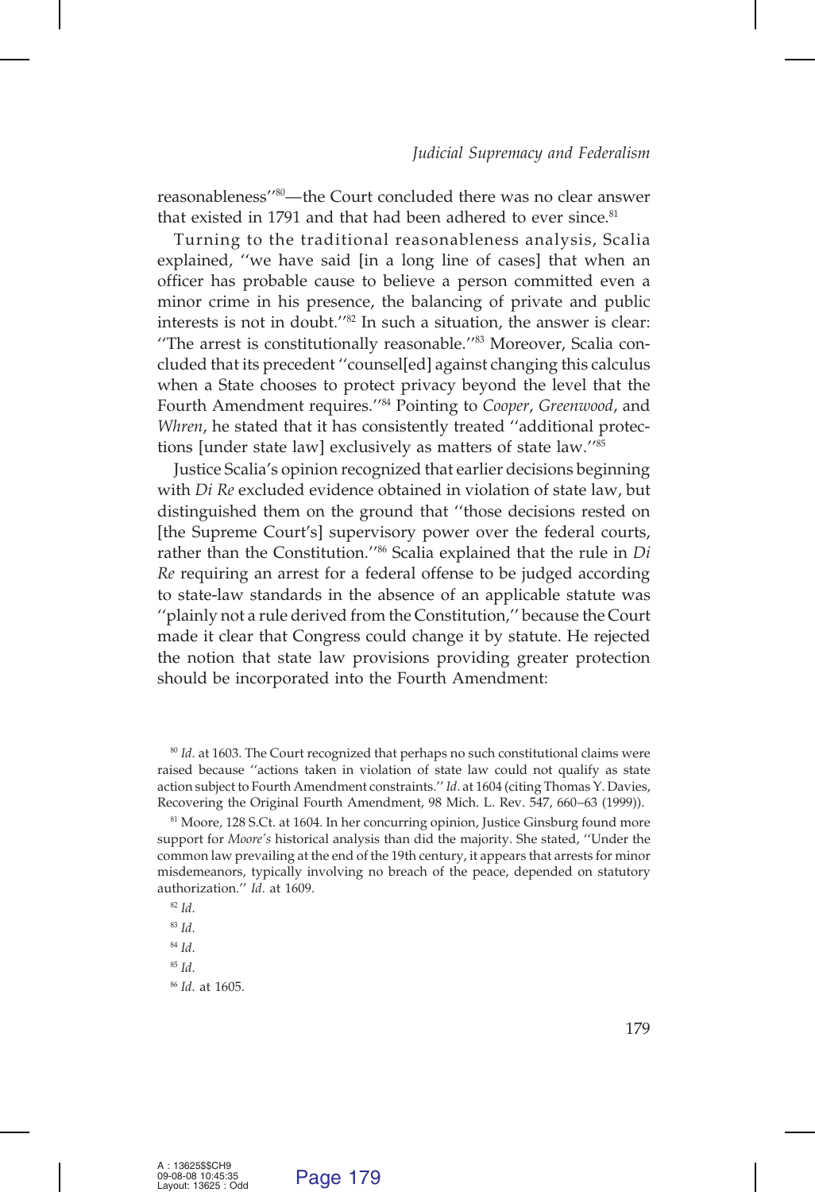reasonableness''[80]—the Court concluded there was no clear answer that existed in 1791 and that had been adhered to ever since.[81]

Turning to the traditional reasonableness analysis, Scalia explained, ''we have said [in a long line of cases] that when an officer has probable cause to believe a person committed even a minor crime in his presence, the balancing of private and public interests is not in doubt.''[82] In such a situation, the answer is clear: ''The arrest is constitutionally reasonable.''[83] Moreover, Scalia concluded that its precedent ''counsel[ed] against changing this calculus when a State chooses to protect privacy beyond the level that the Fourth Amendment requires.''[84] Pointing to *Cooper*, *Greenwood*, and *Whren*, he stated that it has consistently treated ''additional protections [under state law] exclusively as matters of state law.''[85]

Justice Scalia's opinion recognized that earlier decisions beginning with *Di Re* excluded evidence obtained in violation of state law, but distinguished them on the ground that ''those decisions rested on [the Supreme Court's] supervisory power over the federal courts, rather than the Constitution.''[86] Scalia explained that the rule in *Di Re* requiring an arrest for a federal offense to be judged according to state-law standards in the absence of an applicable statute was ''plainly not a rule derived from the Constitution,'' because the Court made it clear that Congress could change it by statute. He rejected the notion that state law provisions providing greater protection should be incorporated into the Fourth Amendment:

[80] *Id*. at 1603. The Court recognized that perhaps no such constitutional claims were raised because ''actions taken in violation of state law could not qualify as state action subject to Fourth Amendment constraints.'' *Id.* at 1604 (citing Thomas Y. Davies, Recovering the Original Fourth Amendment, 98 Mich. L. Rev. 547, 660–63 (1999)).

[81] Moore, 128 S.Ct. at 1604. In her concurring opinion, Justice Ginsburg found more support for *Moore's* historical analysis than did the majority. She stated, ''Under the common law prevailing at the end of the 19th century, it appears that arrests for minor misdemeanors, typically involving no breach of the peace, depended on statutory authorization.'' *Id.* at 1609.

[82] *Id*.

[83] *Id*.

[84] *Id*.

[85] *Id*.

[86] *Id.* at 1605.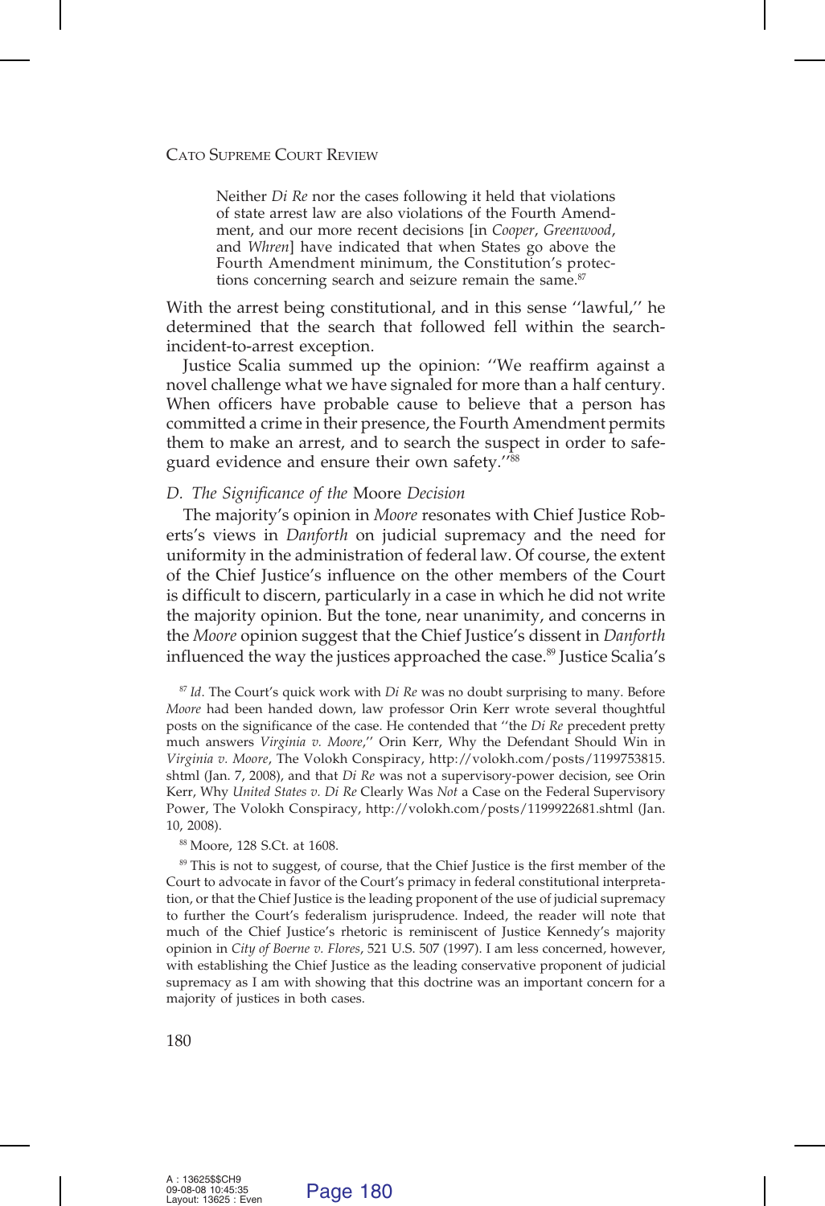> Neither *Di Re* nor the cases following it held that violations of state arrest law are also violations of the Fourth Amendment, and our more recent decisions [in *Cooper*, *Greenwood*, and *Whren*] have indicated that when States go above the Fourth Amendment minimum, the Constitution's protections concerning search and seizure remain the same.[87]

With the arrest being constitutional, and in this sense ''lawful,'' he determined that the search that followed fell within the search-incident-to-arrest exception.

Justice Scalia summed up the opinion: ''We reaffirm against a novel challenge what we have signaled for more than a half century. When officers have probable cause to believe that a person has committed a crime in their presence, the Fourth Amendment permits them to make an arrest, and to search the suspect in order to safeguard evidence and ensure their own safety.''[88]

### D. The Significance of the Moore Decision

The majority's opinion in *Moore* resonates with Chief Justice Roberts's views in *Danforth* on judicial supremacy and the need for uniformity in the administration of federal law. Of course, the extent of the Chief Justice's influence on the other members of the Court is difficult to discern, particularly in a case in which he did not write the majority opinion. But the tone, near unanimity, and concerns in the *Moore* opinion suggest that the Chief Justice's dissent in *Danforth* influenced the way the justices approached the case.[89] Justice Scalia's

---

[87] *Id*. The Court's quick work with *Di Re* was no doubt surprising to many. Before *Moore* had been handed down, law professor Orin Kerr wrote several thoughtful posts on the significance of the case. He contended that ''the *Di Re* precedent pretty much answers *Virginia v. Moore*,'' Orin Kerr, Why the Defendant Should Win in *Virginia v. Moore*, The Volokh Conspiracy, http://volokh.com/posts/1199753815.shtml (Jan. 7, 2008), and that *Di Re* was not a supervisory-power decision, see Orin Kerr, Why *United States v. Di Re* Clearly Was *Not* a Case on the Federal Supervisory Power, The Volokh Conspiracy, http://volokh.com/posts/1199922681.shtml (Jan. 10, 2008).

[88] Moore, 128 S.Ct. at 1608.

[89] This is not to suggest, of course, that the Chief Justice is the first member of the Court to advocate in favor of the Court's primacy in federal constitutional interpretation, or that the Chief Justice is the leading proponent of the use of judicial supremacy to further the Court's federalism jurisprudence. Indeed, the reader will note that much of the Chief Justice's rhetoric is reminiscent of Justice Kennedy's majority opinion in *City of Boerne v. Flores*, 521 U.S. 507 (1997). I am less concerned, however, with establishing the Chief Justice as the leading conservative proponent of judicial supremacy as I am with showing that this doctrine was an important concern for a majority of justices in both cases.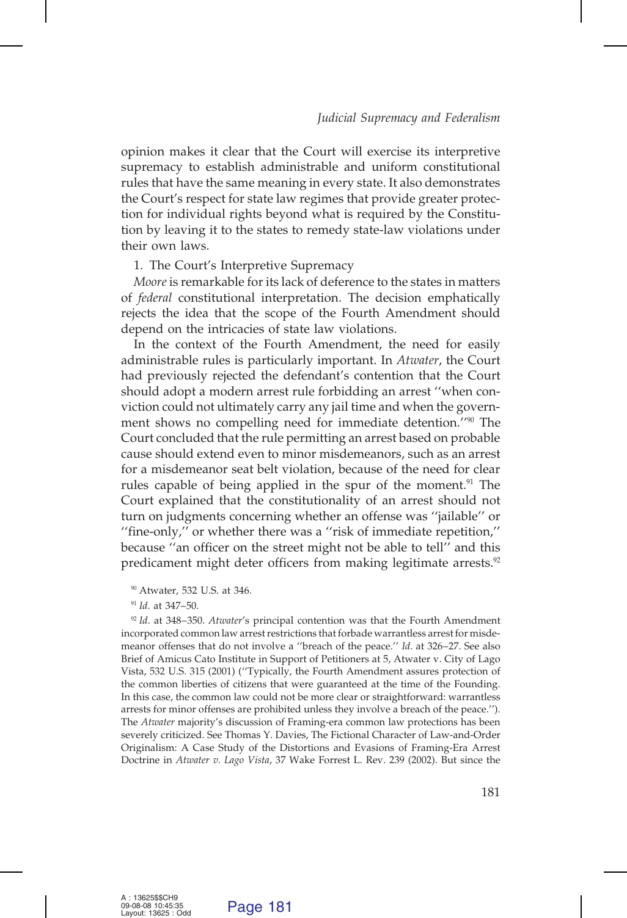opinion makes it clear that the Court will exercise its interpretive supremacy to establish administrable and uniform constitutional rules that have the same meaning in every state. It also demonstrates the Court's respect for state law regimes that provide greater protection for individual rights beyond what is required by the Constitution by leaving it to the states to remedy state-law violations under their own laws.

1. The Court's Interpretive Supremacy

*Moore* is remarkable for its lack of deference to the states in matters of *federal* constitutional interpretation. The decision emphatically rejects the idea that the scope of the Fourth Amendment should depend on the intricacies of state law violations.

In the context of the Fourth Amendment, the need for easily administrable rules is particularly important. In *Atwater*, the Court had previously rejected the defendant's contention that the Court should adopt a modern arrest rule forbidding an arrest ''when conviction could not ultimately carry any jail time and when the government shows no compelling need for immediate detention.''[90] The Court concluded that the rule permitting an arrest based on probable cause should extend even to minor misdemeanors, such as an arrest for a misdemeanor seat belt violation, because of the need for clear rules capable of being applied in the spur of the moment.[91] The Court explained that the constitutionality of an arrest should not turn on judgments concerning whether an offense was ''jailable'' or ''fine-only,'' or whether there was a ''risk of immediate repetition,'' because ''an officer on the street might not be able to tell'' and this predicament might deter officers from making legitimate arrests.[92]

[90] Atwater, 532 U.S. at 346.

[91] *Id.* at 347–50.

[92] *Id*. at 348–350. *Atwater*'s principal contention was that the Fourth Amendment incorporated common law arrest restrictions that forbade warrantless arrest for misdemeanor offenses that do not involve a ''breach of the peace.'' *Id*. at 326–27. See also Brief of Amicus Cato Institute in Support of Petitioners at 5, Atwater v. City of Lago Vista, 532 U.S. 315 (2001) (''Typically, the Fourth Amendment assures protection of the common liberties of citizens that were guaranteed at the time of the Founding. In this case, the common law could not be more clear or straightforward: warrantless arrests for minor offenses are prohibited unless they involve a breach of the peace.''). The *Atwater* majority's discussion of Framing-era common law protections has been severely criticized. See Thomas Y. Davies, The Fictional Character of Law-and-Order Originalism: A Case Study of the Distortions and Evasions of Framing-Era Arrest Doctrine in *Atwater v. Lago Vista*, 37 Wake Forrest L. Rev. 239 (2002). But since the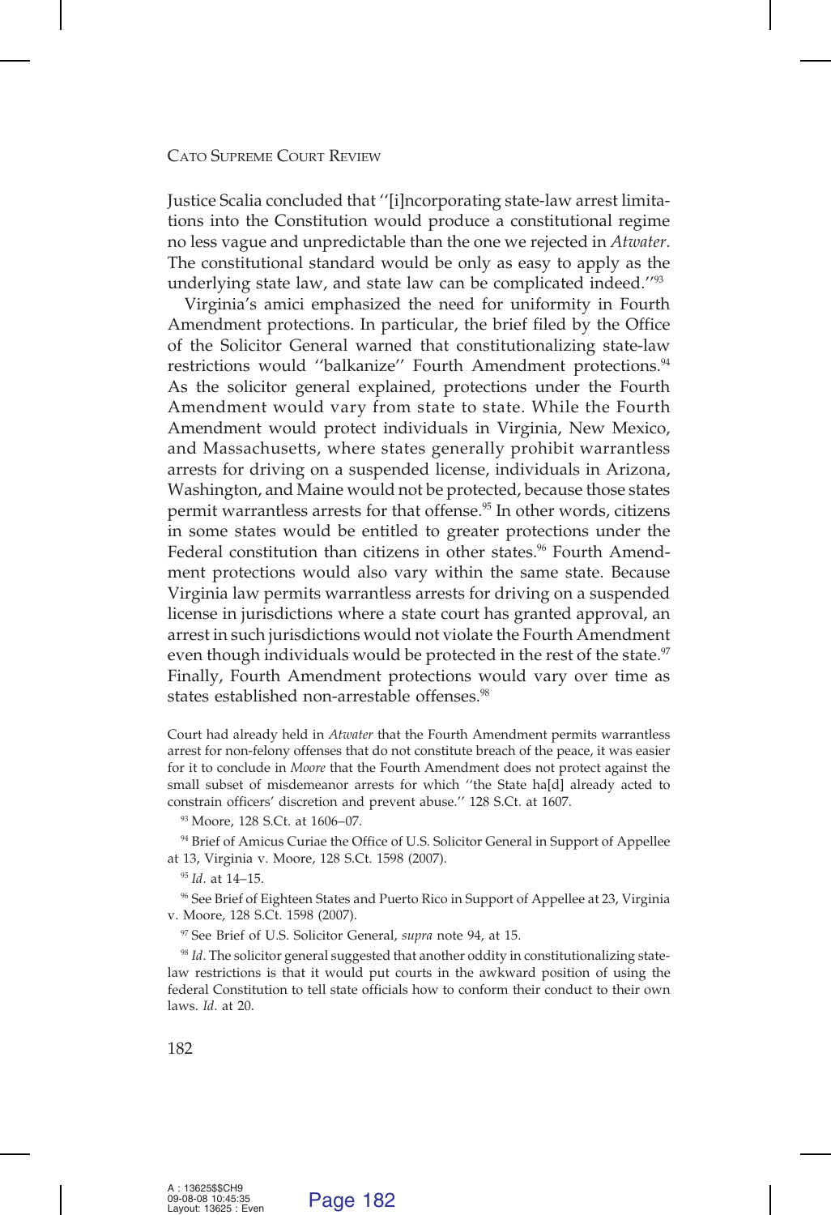Justice Scalia concluded that ''[i]ncorporating state-law arrest limitations into the Constitution would produce a constitutional regime no less vague and unpredictable than the one we rejected in *Atwater*. The constitutional standard would be only as easy to apply as the underlying state law, and state law can be complicated indeed.''[93]

Virginia's amici emphasized the need for uniformity in Fourth Amendment protections. In particular, the brief filed by the Office of the Solicitor General warned that constitutionalizing state-law restrictions would ''balkanize'' Fourth Amendment protections.[94] As the solicitor general explained, protections under the Fourth Amendment would vary from state to state. While the Fourth Amendment would protect individuals in Virginia, New Mexico, and Massachusetts, where states generally prohibit warrantless arrests for driving on a suspended license, individuals in Arizona, Washington, and Maine would not be protected, because those states permit warrantless arrests for that offense.[95] In other words, citizens in some states would be entitled to greater protections under the Federal constitution than citizens in other states.[96] Fourth Amendment protections would also vary within the same state. Because Virginia law permits warrantless arrests for driving on a suspended license in jurisdictions where a state court has granted approval, an arrest in such jurisdictions would not violate the Fourth Amendment even though individuals would be protected in the rest of the state.[97] Finally, Fourth Amendment protections would vary over time as states established non-arrestable offenses.[98]

---

Court had already held in *Atwater* that the Fourth Amendment permits warrantless arrest for non-felony offenses that do not constitute breach of the peace, it was easier for it to conclude in *Moore* that the Fourth Amendment does not protect against the small subset of misdemeanor arrests for which ''the State ha[d] already acted to constrain officers' discretion and prevent abuse.'' 128 S.Ct. at 1607.

[93] Moore, 128 S.Ct. at 1606–07.

[94] Brief of Amicus Curiae the Office of U.S. Solicitor General in Support of Appellee at 13, Virginia v. Moore, 128 S.Ct. 1598 (2007).

[95] *Id.* at 14–15.

[96] See Brief of Eighteen States and Puerto Rico in Support of Appellee at 23, Virginia v. Moore, 128 S.Ct. 1598 (2007).

[97] See Brief of U.S. Solicitor General, *supra* note 94, at 15.

[98] *Id.* The solicitor general suggested that another oddity in constitutionalizing state-law restrictions is that it would put courts in the awkward position of using the federal Constitution to tell state officials how to conform their conduct to their own laws. *Id.* at 20.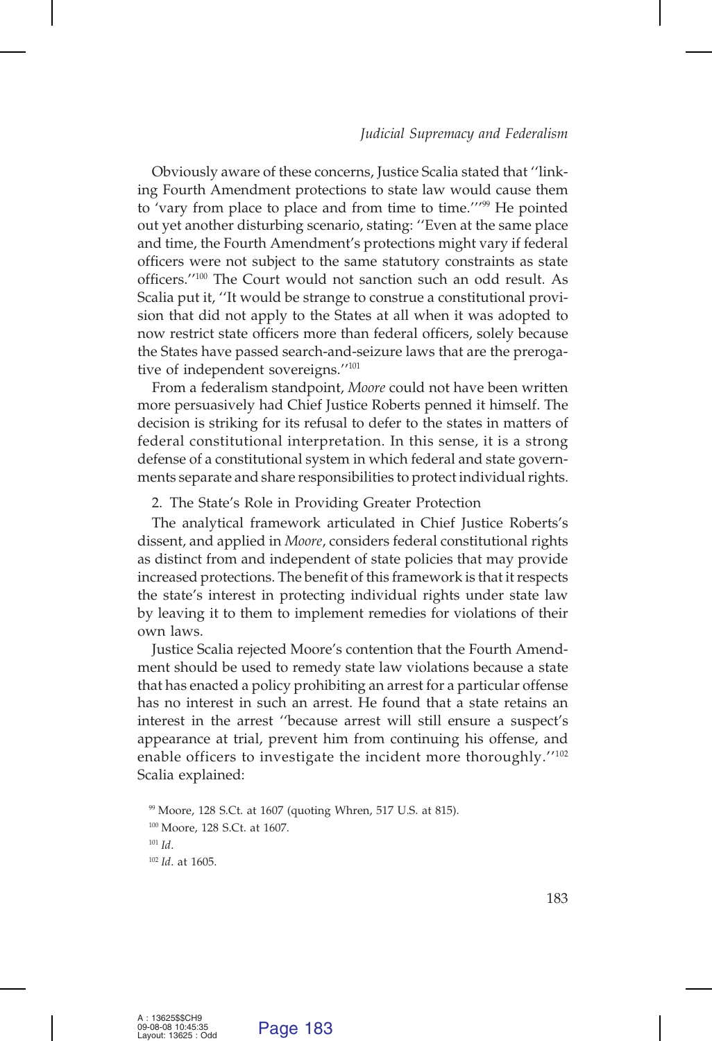Obviously aware of these concerns, Justice Scalia stated that ''linking Fourth Amendment protections to state law would cause them to 'vary from place to place and from time to time.'''[99] He pointed out yet another disturbing scenario, stating: ''Even at the same place and time, the Fourth Amendment's protections might vary if federal officers were not subject to the same statutory constraints as state officers.''[100] The Court would not sanction such an odd result. As Scalia put it, ''It would be strange to construe a constitutional provision that did not apply to the States at all when it was adopted to now restrict state officers more than federal officers, solely because the States have passed search-and-seizure laws that are the prerogative of independent sovereigns.''[101]

From a federalism standpoint, *Moore* could not have been written more persuasively had Chief Justice Roberts penned it himself. The decision is striking for its refusal to defer to the states in matters of federal constitutional interpretation. In this sense, it is a strong defense of a constitutional system in which federal and state governments separate and share responsibilities to protect individual rights.

2. The State's Role in Providing Greater Protection

The analytical framework articulated in Chief Justice Roberts's dissent, and applied in *Moore*, considers federal constitutional rights as distinct from and independent of state policies that may provide increased protections. The benefit of this framework is that it respects the state's interest in protecting individual rights under state law by leaving it to them to implement remedies for violations of their own laws.

Justice Scalia rejected Moore's contention that the Fourth Amendment should be used to remedy state law violations because a state that has enacted a policy prohibiting an arrest for a particular offense has no interest in such an arrest. He found that a state retains an interest in the arrest ''because arrest will still ensure a suspect's appearance at trial, prevent him from continuing his offense, and enable officers to investigate the incident more thoroughly.''[102] Scalia explained:

[99] Moore, 128 S.Ct. at 1607 (quoting Whren, 517 U.S. at 815).

[100] Moore, 128 S.Ct. at 1607.

[101] *Id*.

[102] *Id*. at 1605.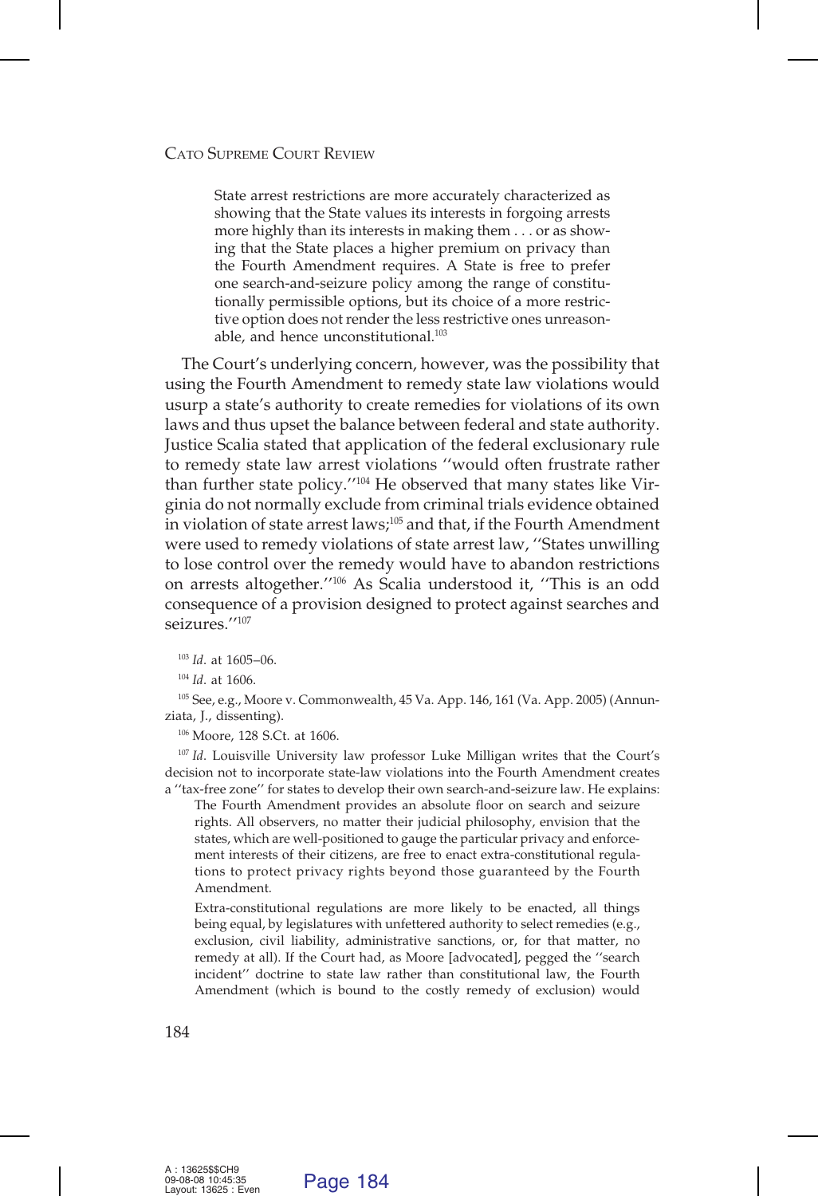> State arrest restrictions are more accurately characterized as showing that the State values its interests in forgoing arrests more highly than its interests in making them . . . or as showing that the State places a higher premium on privacy than the Fourth Amendment requires. A State is free to prefer one search-and-seizure policy among the range of constitutionally permissible options, but its choice of a more restrictive option does not render the less restrictive ones unreasonable, and hence unconstitutional.[103]

The Court's underlying concern, however, was the possibility that using the Fourth Amendment to remedy state law violations would usurp a state's authority to create remedies for violations of its own laws and thus upset the balance between federal and state authority. Justice Scalia stated that application of the federal exclusionary rule to remedy state law arrest violations ''would often frustrate rather than further state policy.''[104] He observed that many states like Virginia do not normally exclude from criminal trials evidence obtained in violation of state arrest laws;[105] and that, if the Fourth Amendment were used to remedy violations of state arrest law, ''States unwilling to lose control over the remedy would have to abandon restrictions on arrests altogether.''[106] As Scalia understood it, ''This is an odd consequence of a provision designed to protect against searches and seizures.''[107]

[103] *Id.* at 1605–06.

[104] *Id.* at 1606.

[105] See, e.g., Moore v. Commonwealth, 45 Va. App. 146, 161 (Va. App. 2005) (Annunziata, J., dissenting).

[106] Moore, 128 S.Ct. at 1606.

[107] *Id.* Louisville University law professor Luke Milligan writes that the Court's decision not to incorporate state-law violations into the Fourth Amendment creates a ''tax-free zone'' for states to develop their own search-and-seizure law. He explains:

> The Fourth Amendment provides an absolute floor on search and seizure rights. All observers, no matter their judicial philosophy, envision that the states, which are well-positioned to gauge the particular privacy and enforcement interests of their citizens, are free to enact extra-constitutional regulations to protect privacy rights beyond those guaranteed by the Fourth Amendment.
>
> Extra-constitutional regulations are more likely to be enacted, all things being equal, by legislatures with unfettered authority to select remedies (e.g., exclusion, civil liability, administrative sanctions, or, for that matter, no remedy at all). If the Court had, as Moore [advocated], pegged the ''search incident'' doctrine to state law rather than constitutional law, the Fourth Amendment (which is bound to the costly remedy of exclusion) would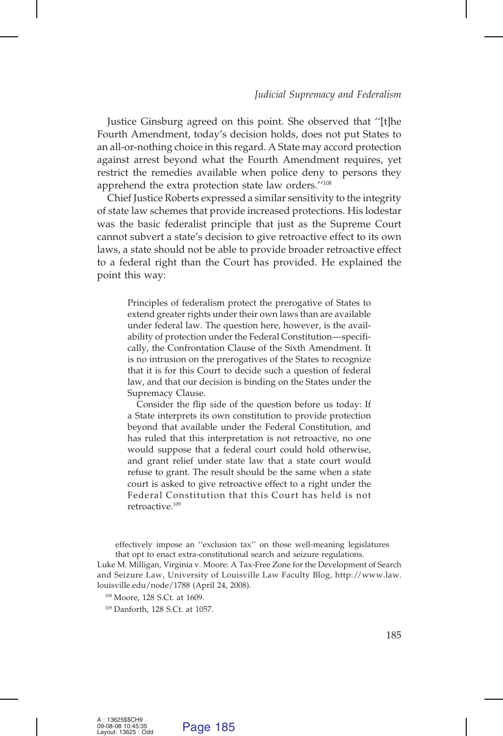Justice Ginsburg agreed on this point. She observed that ''[t]he Fourth Amendment, today's decision holds, does not put States to an all-or-nothing choice in this regard. A State may accord protection against arrest beyond what the Fourth Amendment requires, yet restrict the remedies available when police deny to persons they apprehend the extra protection state law orders.''[108]

Chief Justice Roberts expressed a similar sensitivity to the integrity of state law schemes that provide increased protections. His lodestar was the basic federalist principle that just as the Supreme Court cannot subvert a state's decision to give retroactive effect to its own laws, a state should not be able to provide broader retroactive effect to a federal right than the Court has provided. He explained the point this way:

> Principles of federalism protect the prerogative of States to extend greater rights under their own laws than are available under federal law. The question here, however, is the availability of protection under the Federal Constitution—specifically, the Confrontation Clause of the Sixth Amendment. It is no intrusion on the prerogatives of the States to recognize that it is for this Court to decide such a question of federal law, and that our decision is binding on the States under the Supremacy Clause.
>
> Consider the flip side of the question before us today: If a State interprets its own constitution to provide protection beyond that available under the Federal Constitution, and has ruled that this interpretation is not retroactive, no one would suppose that a federal court could hold otherwise, and grant relief under state law that a state court would refuse to grant. The result should be the same when a state court is asked to give retroactive effect to a right under the Federal Constitution that this Court has held is not retroactive.[109]

effectively impose an ''exclusion tax'' on those well-meaning legislatures that opt to enact extra-constitutional search and seizure regulations.

Luke M. Milligan, Virginia v. Moore: A Tax-Free Zone for the Development of Search and Seizure Law, University of Louisville Law Faculty Blog, http://www.law.louisville.edu/node/1788 (April 24, 2008).

[108] Moore, 128 S.Ct. at 1609.

[109] Danforth, 128 S.Ct. at 1057.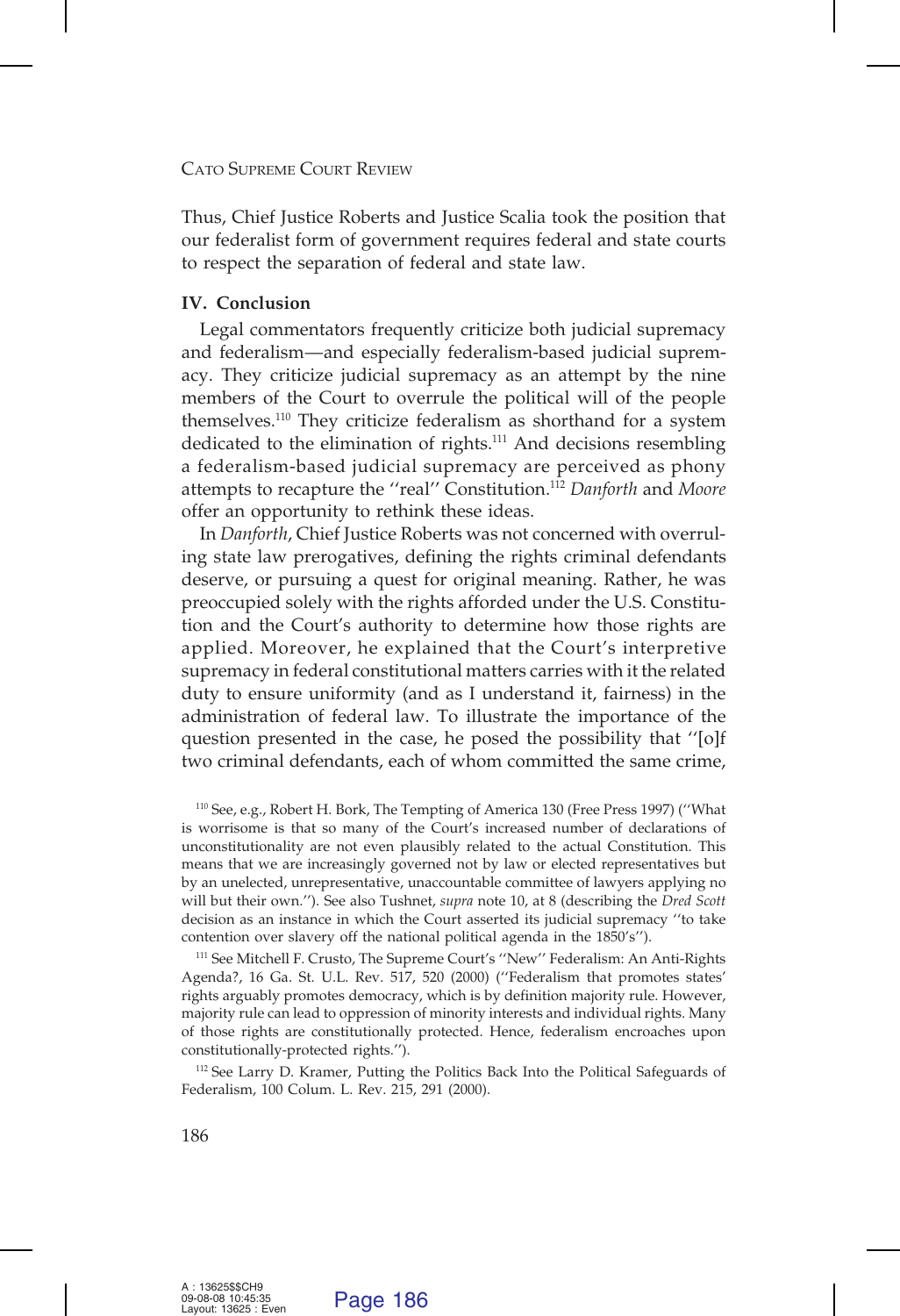Thus, Chief Justice Roberts and Justice Scalia took the position that our federalist form of government requires federal and state courts to respect the separation of federal and state law.

## IV. Conclusion

Legal commentators frequently criticize both judicial supremacy and federalism—and especially federalism-based judicial supremacy. They criticize judicial supremacy as an attempt by the nine members of the Court to overrule the political will of the people themselves.[110] They criticize federalism as shorthand for a system dedicated to the elimination of rights.[111] And decisions resembling a federalism-based judicial supremacy are perceived as phony attempts to recapture the ''real'' Constitution.[112] *Danforth* and *Moore* offer an opportunity to rethink these ideas.

In *Danforth*, Chief Justice Roberts was not concerned with overruling state law prerogatives, defining the rights criminal defendants deserve, or pursuing a quest for original meaning. Rather, he was preoccupied solely with the rights afforded under the U.S. Constitution and the Court's authority to determine how those rights are applied. Moreover, he explained that the Court's interpretive supremacy in federal constitutional matters carries with it the related duty to ensure uniformity (and as I understand it, fairness) in the administration of federal law. To illustrate the importance of the question presented in the case, he posed the possibility that ''[o]f two criminal defendants, each of whom committed the same crime,

---

[110] See, e.g., Robert H. Bork, The Tempting of America 130 (Free Press 1997) (''What is worrisome is that so many of the Court's increased number of declarations of unconstitutionality are not even plausibly related to the actual Constitution. This means that we are increasingly governed not by law or elected representatives but by an unelected, unrepresentative, unaccountable committee of lawyers applying no will but their own.''). See also Tushnet, *supra* note 10, at 8 (describing the *Dred Scott* decision as an instance in which the Court asserted its judicial supremacy ''to take contention over slavery off the national political agenda in the 1850's'').

[111] See Mitchell F. Crusto, The Supreme Court's ''New'' Federalism: An Anti-Rights Agenda?, 16 Ga. St. U.L. Rev. 517, 520 (2000) (''Federalism that promotes states' rights arguably promotes democracy, which is by definition majority rule. However, majority rule can lead to oppression of minority interests and individual rights. Many of those rights are constitutionally protected. Hence, federalism encroaches upon constitutionally-protected rights.'').

[112] See Larry D. Kramer, Putting the Politics Back Into the Political Safeguards of Federalism, 100 Colum. L. Rev. 215, 291 (2000).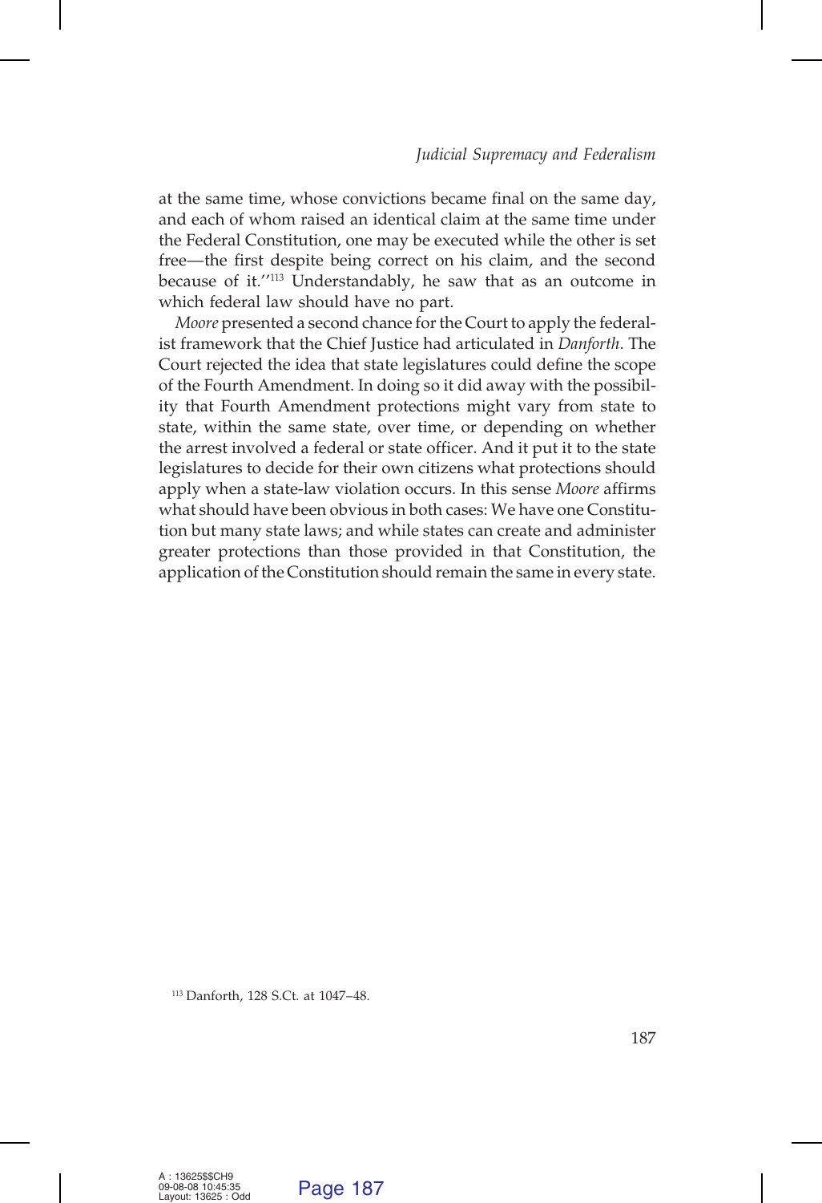at the same time, whose convictions became final on the same day, and each of whom raised an identical claim at the same time under the Federal Constitution, one may be executed while the other is set free—the first despite being correct on his claim, and the second because of it.''[113] Understandably, he saw that as an outcome in which federal law should have no part.

*Moore* presented a second chance for the Court to apply the federalist framework that the Chief Justice had articulated in *Danforth*. The Court rejected the idea that state legislatures could define the scope of the Fourth Amendment. In doing so it did away with the possibility that Fourth Amendment protections might vary from state to state, within the same state, over time, or depending on whether the arrest involved a federal or state officer. And it put it to the state legislatures to decide for their own citizens what protections should apply when a state-law violation occurs. In this sense *Moore* affirms what should have been obvious in both cases: We have one Constitution but many state laws; and while states can create and administer greater protections than those provided in that Constitution, the application of the Constitution should remain the same in every state.

[113] Danforth, 128 S.Ct. at 1047–48.